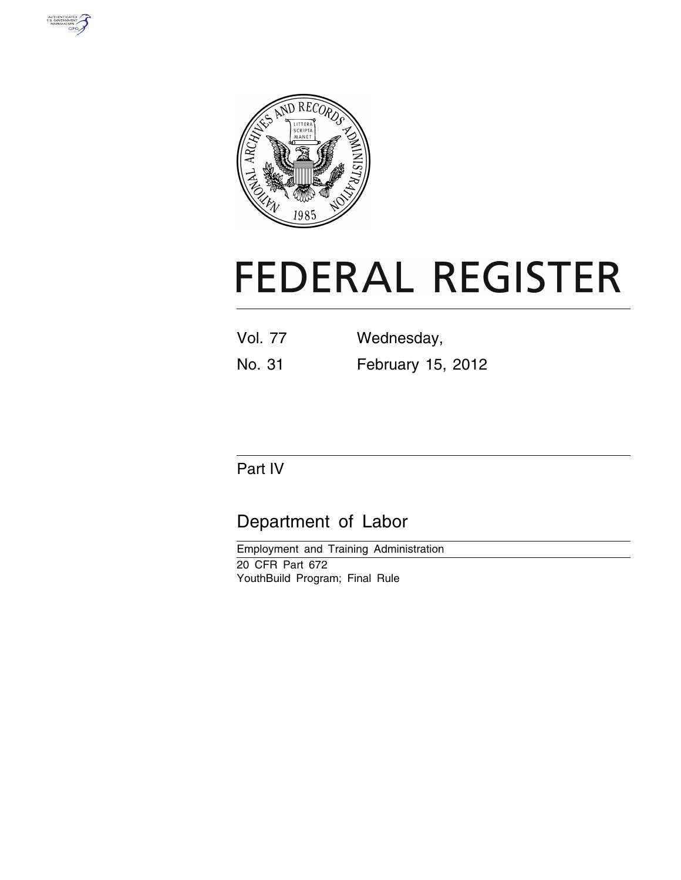# FEDERAL REGISTER

| Vol. 77 | Wednesday, |
|---|---|
| No. 31 | February 15, 2012 |

## Part IV

## Department of Labor

Employment and Training Administration

20 CFR Part 672

YouthBuild Program; Final Rule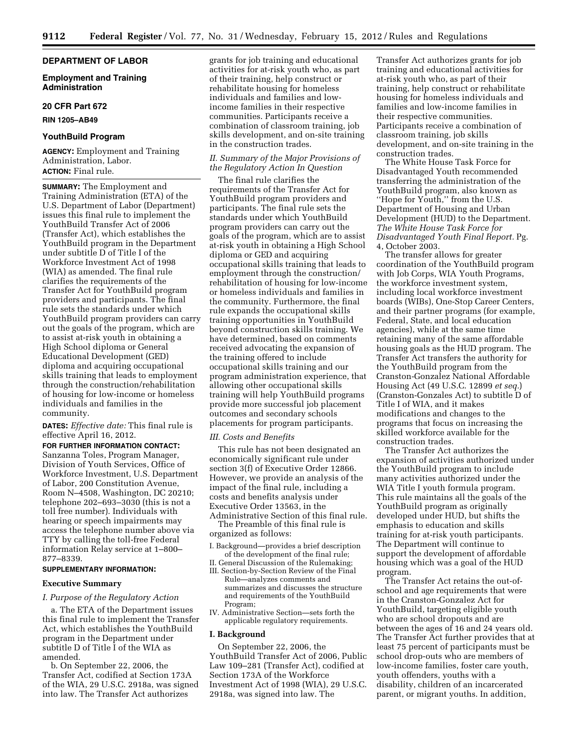## DEPARTMENT OF LABOR

### Employment and Training Administration

### 20 CFR Part 672

### RIN 1205–AB49

### YouthBuild Program

**AGENCY:** Employment and Training Administration, Labor.

**ACTION:** Final rule.

**SUMMARY:** The Employment and Training Administration (ETA) of the U.S. Department of Labor (Department) issues this final rule to implement the YouthBuild Transfer Act of 2006 (Transfer Act), which establishes the YouthBuild program in the Department under subtitle D of Title I of the Workforce Investment Act of 1998 (WIA) as amended. The final rule clarifies the requirements of the Transfer Act for YouthBuild program providers and participants. The final rule sets the standards under which YouthBuild program providers can carry out the goals of the program, which are to assist at-risk youth in obtaining a High School diploma or General Educational Development (GED) diploma and acquiring occupational skills training that leads to employment through the construction/rehabilitation of housing for low-income or homeless individuals and families in the community.

**DATES:** *Effective date:* This final rule is effective April 16, 2012.

**FOR FURTHER INFORMATION CONTACT:** Sanzanna Toles, Program Manager, Division of Youth Services, Office of Workforce Investment, U.S. Department of Labor, 200 Constitution Avenue, Room N–4508, Washington, DC 20210; telephone 202–693–3030 (this is not a toll free number). Individuals with hearing or speech impairments may access the telephone number above via TTY by calling the toll-free Federal information Relay service at 1–800–877–8339.

**SUPPLEMENTARY INFORMATION:**

### Executive Summary

*I. Purpose of the Regulatory Action*

a. The ETA of the Department issues this final rule to implement the Transfer Act, which establishes the YouthBuild program in the Department under subtitle D of Title I of the WIA as amended.

b. On September 22, 2006, the Transfer Act, codified at Section 173A of the WIA, 29 U.S.C. 2918a, was signed into law. The Transfer Act authorizes grants for job training and educational activities for at-risk youth who, as part of their training, help construct or rehabilitate housing for homeless individuals and families and low-income families in their respective communities. Participants receive a combination of classroom training, job skills development, and on-site training in the construction trades.

*II. Summary of the Major Provisions of the Regulatory Action In Question*

The final rule clarifies the requirements of the Transfer Act for YouthBuild program providers and participants. The final rule sets the standards under which YouthBuild program providers can carry out the goals of the program, which are to assist at-risk youth in obtaining a High School diploma or GED and acquiring occupational skills training that leads to employment through the construction/rehabilitation of housing for low-income or homeless individuals and families in the community. Furthermore, the final rule expands the occupational skills training opportunities in YouthBuild beyond construction skills training. We have determined, based on comments received advocating the expansion of the training offered to include occupational skills training and our program administration experience, that allowing other occupational skills training will help YouthBuild programs provide more successful job placement outcomes and secondary schools placements for program participants.

*III. Costs and Benefits*

This rule has not been designated an economically significant rule under section 3(f) of Executive Order 12866. However, we provide an analysis of the impact of the final rule, including a costs and benefits analysis under Executive Order 13563, in the Administrative Section of this final rule.

The Preamble of this final rule is organized as follows:

- I. Background—provides a brief description of the development of the final rule;
- II. General Discussion of the Rulemaking;
- III. Section-by-Section Review of the Final Rule—analyzes comments and summarizes and discusses the structure and requirements of the YouthBuild Program;
- IV. Administrative Section—sets forth the applicable regulatory requirements.

### I. Background

On September 22, 2006, the YouthBuild Transfer Act of 2006, Public Law 109–281 (Transfer Act), codified at Section 173A of the Workforce Investment Act of 1998 (WIA), 29 U.S.C. 2918a, was signed into law. The Transfer Act authorizes grants for job training and educational activities for at-risk youth who, as part of their training, help construct or rehabilitate housing for homeless individuals and families and low-income families in their respective communities. Participants receive a combination of classroom training, job skills development, and on-site training in the construction trades.

The White House Task Force for Disadvantaged Youth recommended transferring the administration of the YouthBuild program, also known as "Hope for Youth," from the U.S. Department of Housing and Urban Development (HUD) to the Department. *The White House Task Force for Disadvantaged Youth Final Report.* Pg. 4, October 2003.

The transfer allows for greater coordination of the YouthBuild program with Job Corps, WIA Youth Programs, the workforce investment system, including local workforce investment boards (WIBs), One-Stop Career Centers, and their partner programs (for example, Federal, State, and local education agencies), while at the same time retaining many of the same affordable housing goals as the HUD program. The Transfer Act transfers the authority for the YouthBuild program from the Cranston-Gonzalez National Affordable Housing Act (49 U.S.C. 12899 *et seq.*) (Cranston-Gonzales Act) to subtitle D of Title I of WIA, and it makes modifications and changes to the programs that focus on increasing the skilled workforce available for the construction trades.

The Transfer Act authorizes the expansion of activities authorized under the YouthBuild program to include many activities authorized under the WIA Title I youth formula program. This rule maintains all the goals of the YouthBuild program as originally developed under HUD, but shifts the emphasis to education and skills training for at-risk youth participants. The Department will continue to support the development of affordable housing which was a goal of the HUD program.

The Transfer Act retains the out-of-school and age requirements that were in the Cranston-Gonzalez Act for YouthBuild, targeting eligible youth who are school dropouts and are between the ages of 16 and 24 years old. The Transfer Act further provides that at least 75 percent of participants must be school drop-outs who are members of low-income families, foster care youth, youth offenders, youths with a disability, children of an incarcerated parent, or migrant youths. In addition,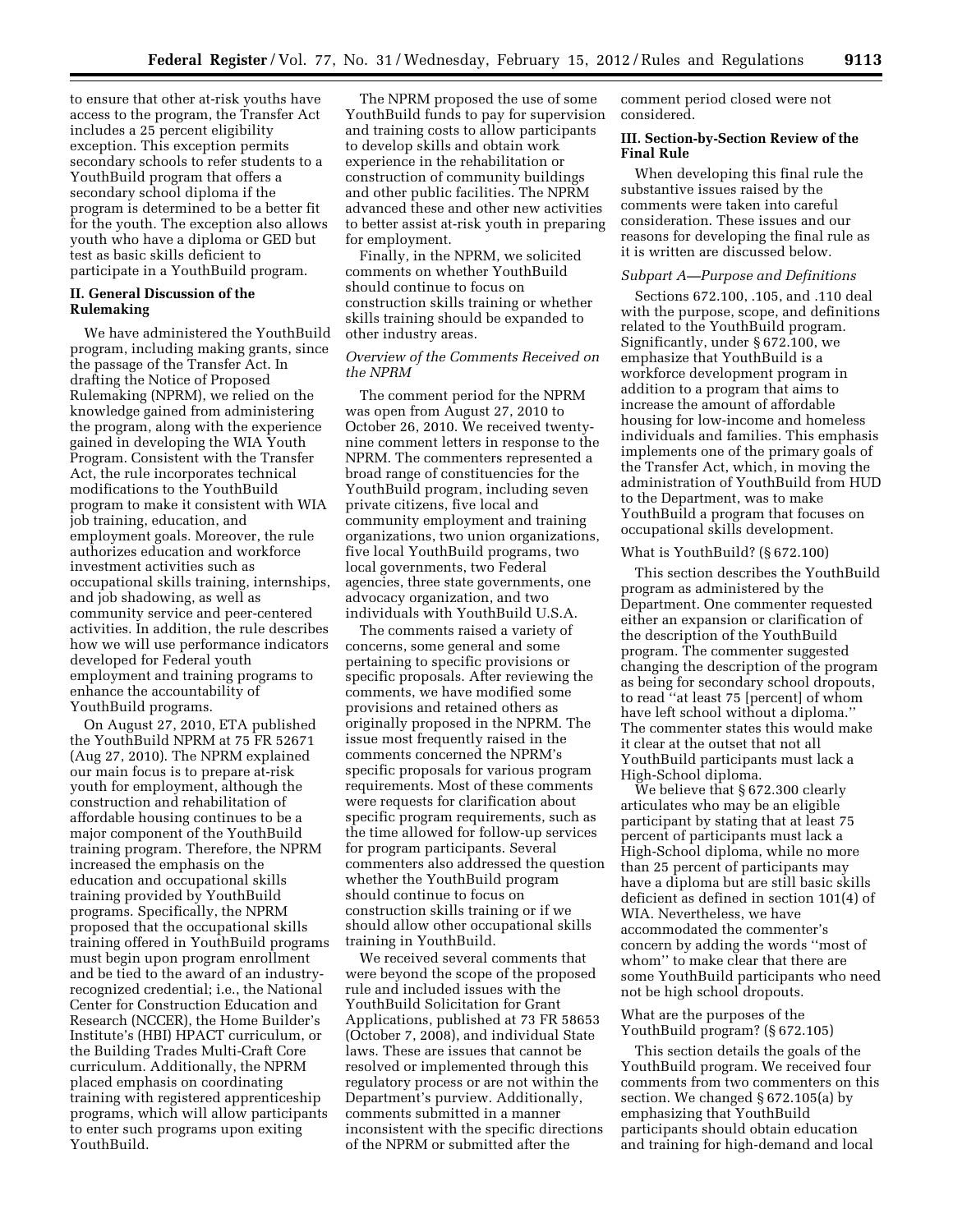to ensure that other at-risk youths have access to the program, the Transfer Act includes a 25 percent eligibility exception. This exception permits secondary schools to refer students to a YouthBuild program that offers a secondary school diploma if the program is determined to be a better fit for the youth. The exception also allows youth who have a diploma or GED but test as basic skills deficient to participate in a YouthBuild program.

## II. General Discussion of the Rulemaking

We have administered the YouthBuild program, including making grants, since the passage of the Transfer Act. In drafting the Notice of Proposed Rulemaking (NPRM), we relied on the knowledge gained from administering the program, along with the experience gained in developing the WIA Youth Program. Consistent with the Transfer Act, the rule incorporates technical modifications to the YouthBuild program to make it consistent with WIA job training, education, and employment goals. Moreover, the rule authorizes education and workforce investment activities such as occupational skills training, internships, and job shadowing, as well as community service and peer-centered activities. In addition, the rule describes how we will use performance indicators developed for Federal youth employment and training programs to enhance the accountability of YouthBuild programs.

On August 27, 2010, ETA published the YouthBuild NPRM at 75 FR 52671 (Aug 27, 2010). The NPRM explained our main focus is to prepare at-risk youth for employment, although the construction and rehabilitation of affordable housing continues to be a major component of the YouthBuild training program. Therefore, the NPRM increased the emphasis on the education and occupational skills training provided by YouthBuild programs. Specifically, the NPRM proposed that the occupational skills training offered in YouthBuild programs must begin upon program enrollment and be tied to the award of an industry-recognized credential; i.e., the National Center for Construction Education and Research (NCCER), the Home Builder's Institute's (HBI) HPACT curriculum, or the Building Trades Multi-Craft Core curriculum. Additionally, the NPRM placed emphasis on coordinating training with registered apprenticeship programs, which will allow participants to enter such programs upon exiting YouthBuild.

The NPRM proposed the use of some YouthBuild funds to pay for supervision and training costs to allow participants to develop skills and obtain work experience in the rehabilitation or construction of community buildings and other public facilities. The NPRM advanced these and other new activities to better assist at-risk youth in preparing for employment.

Finally, in the NPRM, we solicited comments on whether YouthBuild should continue to focus on construction skills training or whether skills training should be expanded to other industry areas.

### *Overview of the Comments Received on the NPRM*

The comment period for the NPRM was open from August 27, 2010 to October 26, 2010. We received twenty-nine comment letters in response to the NPRM. The commenters represented a broad range of constituencies for the YouthBuild program, including seven private citizens, five local and community employment and training organizations, two union organizations, five local YouthBuild programs, two local governments, two Federal agencies, three state governments, one advocacy organization, and two individuals with YouthBuild U.S.A.

The comments raised a variety of concerns, some general and some pertaining to specific provisions or specific proposals. After reviewing the comments, we have modified some provisions and retained others as originally proposed in the NPRM. The issue most frequently raised in the comments concerned the NPRM's specific proposals for various program requirements. Most of these comments were requests for clarification about specific program requirements, such as the time allowed for follow-up services for program participants. Several commenters also addressed the question whether the YouthBuild program should continue to focus on construction skills training or if we should allow other occupational skills training in YouthBuild.

We received several comments that were beyond the scope of the proposed rule and included issues with the YouthBuild Solicitation for Grant Applications, published at 73 FR 58653 (October 7, 2008), and individual State laws. These are issues that cannot be resolved or implemented through this regulatory process or are not within the Department's purview. Additionally, comments submitted in a manner inconsistent with the specific directions of the NPRM or submitted after the comment period closed were not considered.

## III. Section-by-Section Review of the Final Rule

When developing this final rule the substantive issues raised by the comments were taken into careful consideration. These issues and our reasons for developing the final rule as it is written are discussed below.

### *Subpart A—Purpose and Definitions*

Sections 672.100, .105, and .110 deal with the purpose, scope, and definitions related to the YouthBuild program. Significantly, under § 672.100, we emphasize that YouthBuild is a workforce development program in addition to a program that aims to increase the amount of affordable housing for low-income and homeless individuals and families. This emphasis implements one of the primary goals of the Transfer Act, which, in moving the administration of YouthBuild from HUD to the Department, was to make YouthBuild a program that focuses on occupational skills development.

#### What is YouthBuild? (§ 672.100)

This section describes the YouthBuild program as administered by the Department. One commenter requested either an expansion or clarification of the description of the YouthBuild program. The commenter suggested changing the description of the program as being for secondary school dropouts, to read "at least 75 [percent] of whom have left school without a diploma." The commenter states this would make it clear at the outset that not all YouthBuild participants must lack a High-School diploma.

We believe that § 672.300 clearly articulates who may be an eligible participant by stating that at least 75 percent of participants must lack a High-School diploma, while no more than 25 percent of participants may have a diploma but are still basic skills deficient as defined in section 101(4) of WIA. Nevertheless, we have accommodated the commenter's concern by adding the words "most of whom" to make clear that there are some YouthBuild participants who need not be high school dropouts.

#### What are the purposes of the YouthBuild program? (§ 672.105)

This section details the goals of the YouthBuild program. We received four comments from two commenters on this section. We changed § 672.105(a) by emphasizing that YouthBuild participants should obtain education and training for high-demand and local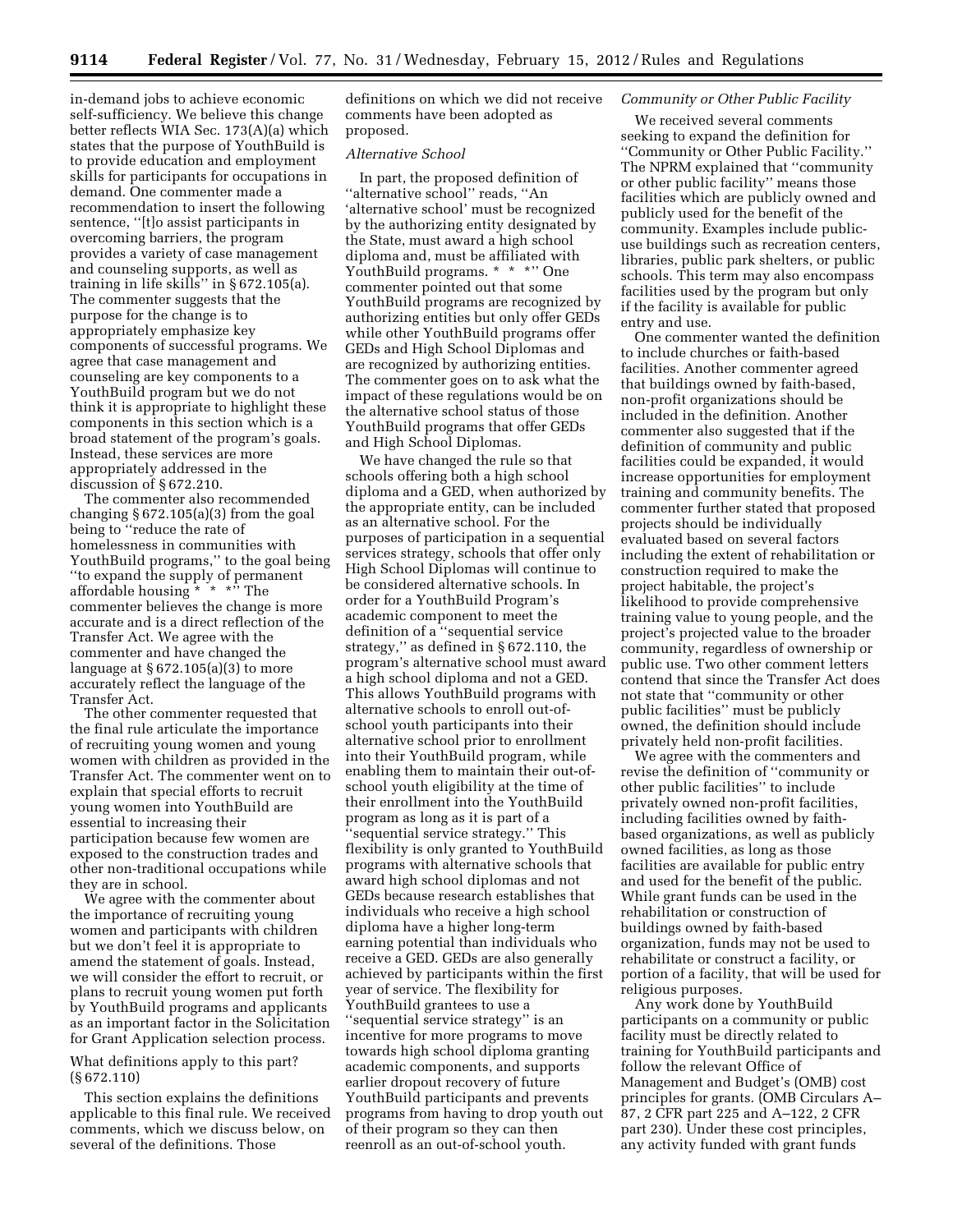in-demand jobs to achieve economic self-sufficiency. We believe this change better reflects WIA Sec. 173(A)(a) which states that the purpose of YouthBuild is to provide education and employment skills for participants for occupations in demand. One commenter made a recommendation to insert the following sentence, ''[t]o assist participants in overcoming barriers, the program provides a variety of case management and counseling supports, as well as training in life skills'' in § 672.105(a). The commenter suggests that the purpose for the change is to appropriately emphasize key components of successful programs. We agree that case management and counseling are key components to a YouthBuild program but we do not think it is appropriate to highlight these components in this section which is a broad statement of the program's goals. Instead, these services are more appropriately addressed in the discussion of § 672.210.

The commenter also recommended changing § 672.105(a)(3) from the goal being to ''reduce the rate of homelessness in communities with YouthBuild programs,'' to the goal being ''to expand the supply of permanent affordable housing * * *'' The commenter believes the change is more accurate and is a direct reflection of the Transfer Act. We agree with the commenter and have changed the language at § 672.105(a)(3) to more accurately reflect the language of the Transfer Act.

The other commenter requested that the final rule articulate the importance of recruiting young women and young women with children as provided in the Transfer Act. The commenter went on to explain that special efforts to recruit young women into YouthBuild are essential to increasing their participation because few women are exposed to the construction trades and other non-traditional occupations while they are in school.

We agree with the commenter about the importance of recruiting young women and participants with children but we don't feel it is appropriate to amend the statement of goals. Instead, we will consider the effort to recruit, or plans to recruit young women put forth by YouthBuild programs and applicants as an important factor in the Solicitation for Grant Application selection process.

What definitions apply to this part? (§ 672.110)

This section explains the definitions applicable to this final rule. We received comments, which we discuss below, on several of the definitions. Those definitions on which we did not receive comments have been adopted as proposed.

*Alternative School*

In part, the proposed definition of ''alternative school'' reads, ''An 'alternative school' must be recognized by the authorizing entity designated by the State, must award a high school diploma and, must be affiliated with YouthBuild programs. * * *'' One commenter pointed out that some YouthBuild programs are recognized by authorizing entities but only offer GEDs while other YouthBuild programs offer GEDs and High School Diplomas and are recognized by authorizing entities. The commenter goes on to ask what the impact of these regulations would be on the alternative school status of those YouthBuild programs that offer GEDs and High School Diplomas.

We have changed the rule so that schools offering both a high school diploma and a GED, when authorized by the appropriate entity, can be included as an alternative school. For the purposes of participation in a sequential services strategy, schools that offer only High School Diplomas will continue to be considered alternative schools. In order for a YouthBuild Program's academic component to meet the definition of a ''sequential service strategy,'' as defined in § 672.110, the program's alternative school must award a high school diploma and not a GED. This allows YouthBuild programs with alternative schools to enroll out-of-school youth participants into their alternative school prior to enrollment into their YouthBuild program, while enabling them to maintain their out-of-school youth eligibility at the time of their enrollment into the YouthBuild program as long as it is part of a ''sequential service strategy.'' This flexibility is only granted to YouthBuild programs with alternative schools that award high school diplomas and not GEDs because research establishes that individuals who receive a high school diploma have a higher long-term earning potential than individuals who receive a GED. GEDs are also generally achieved by participants within the first year of service. The flexibility for YouthBuild grantees to use a ''sequential service strategy'' is an incentive for more programs to move towards high school diploma granting academic components, and supports earlier dropout recovery of future YouthBuild participants and prevents programs from having to drop youth out of their program so they can then reenroll as an out-of-school youth.

*Community or Other Public Facility*

We received several comments seeking to expand the definition for ''Community or Other Public Facility.'' The NPRM explained that ''community or other public facility'' means those facilities which are publicly owned and publicly used for the benefit of the community. Examples include public-use buildings such as recreation centers, libraries, public park shelters, or public schools. This term may also encompass facilities used by the program but only if the facility is available for public entry and use.

One commenter wanted the definition to include churches or faith-based facilities. Another commenter agreed that buildings owned by faith-based, non-profit organizations should be included in the definition. Another commenter also suggested that if the definition of community and public facilities could be expanded, it would increase opportunities for employment training and community benefits. The commenter further stated that proposed projects should be individually evaluated based on several factors including the extent of rehabilitation or construction required to make the project habitable, the project's likelihood to provide comprehensive training value to young people, and the project's projected value to the broader community, regardless of ownership or public use. Two other comment letters contend that since the Transfer Act does not state that ''community or other public facilities'' must be publicly owned, the definition should include privately held non-profit facilities.

We agree with the commenters and revise the definition of ''community or other public facilities'' to include privately owned non-profit facilities, including facilities owned by faith-based organizations, as well as publicly owned facilities, as long as those facilities are available for public entry and used for the benefit of the public. While grant funds can be used in the rehabilitation or construction of buildings owned by faith-based organization, funds may not be used to rehabilitate or construct a facility, or portion of a facility, that will be used for religious purposes.

Any work done by YouthBuild participants on a community or public facility must be directly related to training for YouthBuild participants and follow the relevant Office of Management and Budget's (OMB) cost principles for grants. (OMB Circulars A–87, 2 CFR part 225 and A–122, 2 CFR part 230). Under these cost principles, any activity funded with grant funds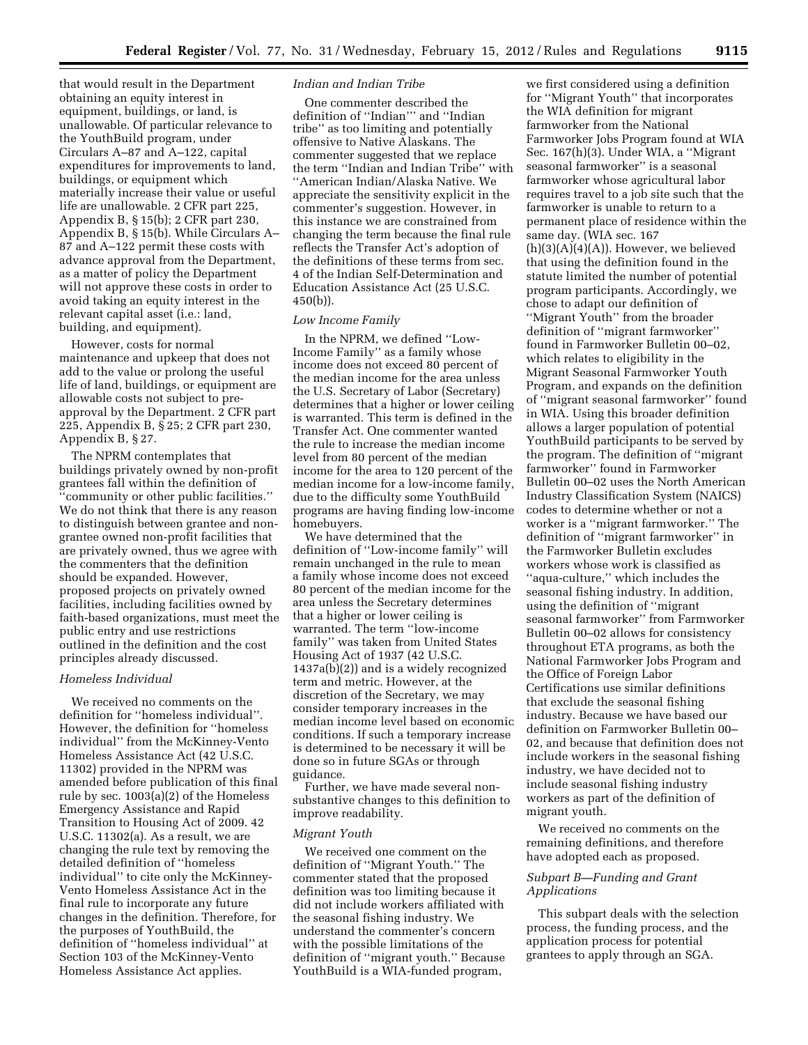that would result in the Department obtaining an equity interest in equipment, buildings, or land, is unallowable. Of particular relevance to the YouthBuild program, under Circulars A–87 and A–122, capital expenditures for improvements to land, buildings, or equipment which materially increase their value or useful life are unallowable. 2 CFR part 225, Appendix B, § 15(b); 2 CFR part 230, Appendix B, § 15(b). While Circulars A–87 and A–122 permit these costs with advance approval from the Department, as a matter of policy the Department will not approve these costs in order to avoid taking an equity interest in the relevant capital asset (i.e.: land, building, and equipment).

However, costs for normal maintenance and upkeep that does not add to the value or prolong the useful life of land, buildings, or equipment are allowable costs not subject to pre-approval by the Department. 2 CFR part 225, Appendix B, § 25; 2 CFR part 230, Appendix B, § 27.

The NPRM contemplates that buildings privately owned by non-profit grantees fall within the definition of ''community or other public facilities.'' We do not think that there is any reason to distinguish between grantee and non-grantee owned non-profit facilities that are privately owned, thus we agree with the commenters that the definition should be expanded. However, proposed projects on privately owned facilities, including facilities owned by faith-based organizations, must meet the public entry and use restrictions outlined in the definition and the cost principles already discussed.

*Homeless Individual*

We received no comments on the definition for ''homeless individual''. However, the definition for ''homeless individual'' from the McKinney-Vento Homeless Assistance Act (42 U.S.C. 11302) provided in the NPRM was amended before publication of this final rule by sec. 1003(a)(2) of the Homeless Emergency Assistance and Rapid Transition to Housing Act of 2009. 42 U.S.C. 11302(a). As a result, we are changing the rule text by removing the detailed definition of ''homeless individual'' to cite only the McKinney-Vento Homeless Assistance Act in the final rule to incorporate any future changes in the definition. Therefore, for the purposes of YouthBuild, the definition of ''homeless individual'' at Section 103 of the McKinney-Vento Homeless Assistance Act applies.

*Indian and Indian Tribe*

One commenter described the definition of ''Indian''' and ''Indian tribe'' as too limiting and potentially offensive to Native Alaskans. The commenter suggested that we replace the term ''Indian and Indian Tribe'' with ''American Indian/Alaska Native. We appreciate the sensitivity explicit in the commenter's suggestion. However, in this instance we are constrained from changing the term because the final rule reflects the Transfer Act's adoption of the definitions of these terms from sec. 4 of the Indian Self-Determination and Education Assistance Act (25 U.S.C. 450(b)).

*Low Income Family*

In the NPRM, we defined ''Low-Income Family'' as a family whose income does not exceed 80 percent of the median income for the area unless the U.S. Secretary of Labor (Secretary) determines that a higher or lower ceiling is warranted. This term is defined in the Transfer Act. One commenter wanted the rule to increase the median income level from 80 percent of the median income for the area to 120 percent of the median income for a low-income family, due to the difficulty some YouthBuild programs are having finding low-income homebuyers.

We have determined that the definition of ''Low-income family'' will remain unchanged in the rule to mean a family whose income does not exceed 80 percent of the median income for the area unless the Secretary determines that a higher or lower ceiling is warranted. The term ''low-income family'' was taken from United States Housing Act of 1937 (42 U.S.C. 1437a(b)(2)) and is a widely recognized term and metric. However, at the discretion of the Secretary, we may consider temporary increases in the median income level based on economic conditions. If such a temporary increase is determined to be necessary it will be done so in future SGAs or through guidance.

Further, we have made several non-substantive changes to this definition to improve readability.

*Migrant Youth*

We received one comment on the definition of ''Migrant Youth.'' The commenter stated that the proposed definition was too limiting because it did not include workers affiliated with the seasonal fishing industry. We understand the commenter's concern with the possible limitations of the definition of ''migrant youth.'' Because YouthBuild is a WIA-funded program, we first considered using a definition for ''Migrant Youth'' that incorporates the WIA definition for migrant farmworker from the National Farmworker Jobs Program found at WIA Sec. 167(h)(3). Under WIA, a ''Migrant seasonal farmworker'' is a seasonal farmworker whose agricultural labor requires travel to a job site such that the farmworker is unable to return to a permanent place of residence within the same day. (WIA sec. 167 (h)(3)(A)(4)(A)). However, we believed that using the definition found in the statute limited the number of potential program participants. Accordingly, we chose to adapt our definition of ''Migrant Youth'' from the broader definition of ''migrant farmworker'' found in Farmworker Bulletin 00–02, which relates to eligibility in the Migrant Seasonal Farmworker Youth Program, and expands on the definition of ''migrant seasonal farmworker'' found in WIA. Using this broader definition allows a larger population of potential YouthBuild participants to be served by the program. The definition of ''migrant farmworker'' found in Farmworker Bulletin 00–02 uses the North American Industry Classification System (NAICS) codes to determine whether or not a worker is a ''migrant farmworker.'' The definition of ''migrant farmworker'' in the Farmworker Bulletin excludes workers whose work is classified as ''aqua-culture,'' which includes the seasonal fishing industry. In addition, using the definition of ''migrant seasonal farmworker'' from Farmworker Bulletin 00–02 allows for consistency throughout ETA programs, as both the National Farmworker Jobs Program and the Office of Foreign Labor Certifications use similar definitions that exclude the seasonal fishing industry. Because we have based our definition on Farmworker Bulletin 00–02, and because that definition does not include workers in the seasonal fishing industry, we have decided not to include seasonal fishing industry workers as part of the definition of migrant youth.

We received no comments on the remaining definitions, and therefore have adopted each as proposed.

*Subpart B—Funding and Grant Applications*

This subpart deals with the selection process, the funding process, and the application process for potential grantees to apply through an SGA.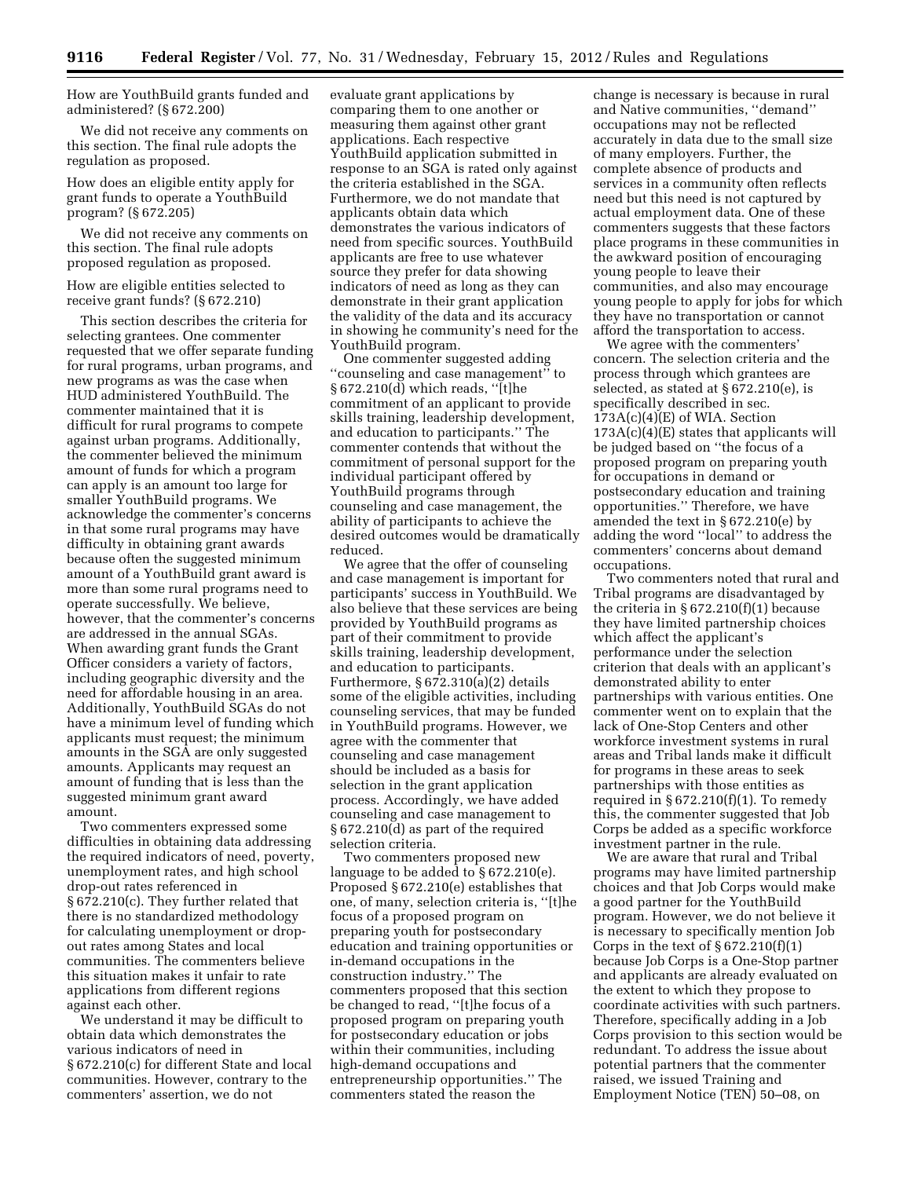How are YouthBuild grants funded and administered? (§ 672.200)

We did not receive any comments on this section. The final rule adopts the regulation as proposed.

How does an eligible entity apply for grant funds to operate a YouthBuild program? (§ 672.205)

We did not receive any comments on this section. The final rule adopts proposed regulation as proposed.

How are eligible entities selected to receive grant funds? (§ 672.210)

This section describes the criteria for selecting grantees. One commenter requested that we offer separate funding for rural programs, urban programs, and new programs as was the case when HUD administered YouthBuild. The commenter maintained that it is difficult for rural programs to compete against urban programs. Additionally, the commenter believed the minimum amount of funds for which a program can apply is an amount too large for smaller YouthBuild programs. We acknowledge the commenter's concerns in that some rural programs may have difficulty in obtaining grant awards because often the suggested minimum amount of a YouthBuild grant award is more than some rural programs need to operate successfully. We believe, however, that the commenter's concerns are addressed in the annual SGAs. When awarding grant funds the Grant Officer considers a variety of factors, including geographic diversity and the need for affordable housing in an area. Additionally, YouthBuild SGAs do not have a minimum level of funding which applicants must request; the minimum amounts in the SGA are only suggested amounts. Applicants may request an amount of funding that is less than the suggested minimum grant award amount.

Two commenters expressed some difficulties in obtaining data addressing the required indicators of need, poverty, unemployment rates, and high school drop-out rates referenced in § 672.210(c). They further related that there is no standardized methodology for calculating unemployment or drop-out rates among States and local communities. The commenters believe this situation makes it unfair to rate applications from different regions against each other.

We understand it may be difficult to obtain data which demonstrates the various indicators of need in § 672.210(c) for different State and local communities. However, contrary to the commenters' assertion, we do not evaluate grant applications by comparing them to one another or measuring them against other grant applications. Each respective YouthBuild application submitted in response to an SGA is rated only against the criteria established in the SGA. Furthermore, we do not mandate that applicants obtain data which demonstrates the various indicators of need from specific sources. YouthBuild applicants are free to use whatever source they prefer for data showing indicators of need as long as they can demonstrate in their grant application the validity of the data and its accuracy in showing he community's need for the YouthBuild program.

One commenter suggested adding "counseling and case management" to § 672.210(d) which reads, "[t]he commitment of an applicant to provide skills training, leadership development, and education to participants." The commenter contends that without the commitment of personal support for the individual participant offered by YouthBuild programs through counseling and case management, the ability of participants to achieve the desired outcomes would be dramatically reduced.

We agree that the offer of counseling and case management is important for participants' success in YouthBuild. We also believe that these services are being provided by YouthBuild programs as part of their commitment to provide skills training, leadership development, and education to participants. Furthermore, § 672.310(a)(2) details some of the eligible activities, including counseling services, that may be funded in YouthBuild programs. However, we agree with the commenter that counseling and case management should be included as a basis for selection in the grant application process. Accordingly, we have added counseling and case management to § 672.210(d) as part of the required selection criteria.

Two commenters proposed new language to be added to § 672.210(e). Proposed § 672.210(e) establishes that one, of many, selection criteria is, "[t]he focus of a proposed program on preparing youth for postsecondary education and training opportunities or in-demand occupations in the construction industry." The commenters proposed that this section be changed to read, "[t]he focus of a proposed program on preparing youth for postsecondary education or jobs within their communities, including high-demand occupations and entrepreneurship opportunities." The commenters stated the reason the change is necessary is because in rural and Native communities, "demand" occupations may not be reflected accurately in data due to the small size of many employers. Further, the complete absence of products and services in a community often reflects need but this need is not captured by actual employment data. One of these commenters suggests that these factors place programs in these communities in the awkward position of encouraging young people to leave their communities, and also may encourage young people to apply for jobs for which they have no transportation or cannot afford the transportation to access.

We agree with the commenters' concern. The selection criteria and the process through which grantees are selected, as stated at § 672.210(e), is specifically described in sec. 173A(c)(4)(E) of WIA. Section 173A(c)(4)(E) states that applicants will be judged based on "the focus of a proposed program on preparing youth for occupations in demand or postsecondary education and training opportunities." Therefore, we have amended the text in § 672.210(e) by adding the word "local" to address the commenters' concerns about demand occupations.

Two commenters noted that rural and Tribal programs are disadvantaged by the criteria in § 672.210(f)(1) because they have limited partnership choices which affect the applicant's performance under the selection criterion that deals with an applicant's demonstrated ability to enter partnerships with various entities. One commenter went on to explain that the lack of One-Stop Centers and other workforce investment systems in rural areas and Tribal lands make it difficult for programs in these areas to seek partnerships with those entities as required in § 672.210(f)(1). To remedy this, the commenter suggested that Job Corps be added as a specific workforce investment partner in the rule.

We are aware that rural and Tribal programs may have limited partnership choices and that Job Corps would make a good partner for the YouthBuild program. However, we do not believe it is necessary to specifically mention Job Corps in the text of § 672.210(f)(1) because Job Corps is a One-Stop partner and applicants are already evaluated on the extent to which they propose to coordinate activities with such partners. Therefore, specifically adding in a Job Corps provision to this section would be redundant. To address the issue about potential partners that the commenter raised, we issued Training and Employment Notice (TEN) 50–08, on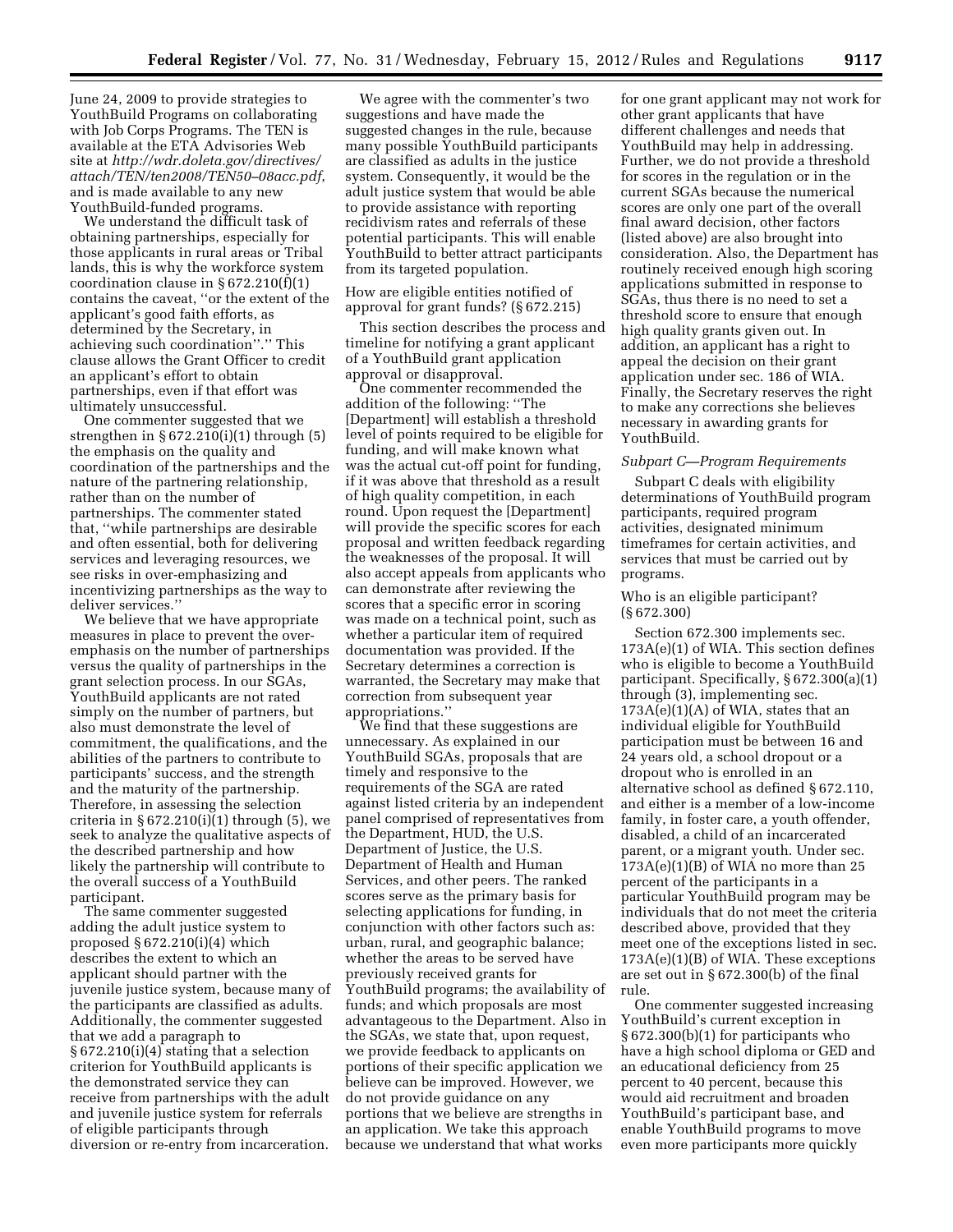June 24, 2009 to provide strategies to YouthBuild Programs on collaborating with Job Corps Programs. The TEN is available at the ETA Advisories Web site at *http://wdr.doleta.gov/directives/attach/TEN/ten2008/TEN50–08acc.pdf*, and is made available to any new YouthBuild-funded programs.

We understand the difficult task of obtaining partnerships, especially for those applicants in rural areas or Tribal lands, this is why the workforce system coordination clause in § 672.210(f)(1) contains the caveat, ''or the extent of the applicant's good faith efforts, as determined by the Secretary, in achieving such coordination''.'' This clause allows the Grant Officer to credit an applicant's effort to obtain partnerships, even if that effort was ultimately unsuccessful.

One commenter suggested that we strengthen in § 672.210(i)(1) through (5) the emphasis on the quality and coordination of the partnerships and the nature of the partnering relationship, rather than on the number of partnerships. The commenter stated that, ''while partnerships are desirable and often essential, both for delivering services and leveraging resources, we see risks in over-emphasizing and incentivizing partnerships as the way to deliver services.''

We believe that we have appropriate measures in place to prevent the over-emphasis on the number of partnerships versus the quality of partnerships in the grant selection process. In our SGAs, YouthBuild applicants are not rated simply on the number of partners, but also must demonstrate the level of commitment, the qualifications, and the abilities of the partners to contribute to participants' success, and the strength and the maturity of the partnership. Therefore, in assessing the selection criteria in § 672.210(i)(1) through (5), we seek to analyze the qualitative aspects of the described partnership and how likely the partnership will contribute to the overall success of a YouthBuild participant.

The same commenter suggested adding the adult justice system to proposed § 672.210(i)(4) which describes the extent to which an applicant should partner with the juvenile justice system, because many of the participants are classified as adults. Additionally, the commenter suggested that we add a paragraph to § 672.210(i)(4) stating that a selection criterion for YouthBuild applicants is the demonstrated service they can receive from partnerships with the adult and juvenile justice system for referrals of eligible participants through diversion or re-entry from incarceration.

We agree with the commenter's two suggestions and have made the suggested changes in the rule, because many possible YouthBuild participants are classified as adults in the justice system. Consequently, it would be the adult justice system that would be able to provide assistance with reporting recidivism rates and referrals of these potential participants. This will enable YouthBuild to better attract participants from its targeted population.

How are eligible entities notified of approval for grant funds? (§ 672.215)

This section describes the process and timeline for notifying a grant applicant of a YouthBuild grant application approval or disapproval.

One commenter recommended the addition of the following: ''The [Department] will establish a threshold level of points required to be eligible for funding, and will make known what was the actual cut-off point for funding, if it was above that threshold as a result of high quality competition, in each round. Upon request the [Department] will provide the specific scores for each proposal and written feedback regarding the weaknesses of the proposal. It will also accept appeals from applicants who can demonstrate after reviewing the scores that a specific error in scoring was made on a technical point, such as whether a particular item of required documentation was provided. If the Secretary determines a correction is warranted, the Secretary may make that correction from subsequent year appropriations.''

We find that these suggestions are unnecessary. As explained in our YouthBuild SGAs, proposals that are timely and responsive to the requirements of the SGA are rated against listed criteria by an independent panel comprised of representatives from the Department, HUD, the U.S. Department of Justice, the U.S. Department of Health and Human Services, and other peers. The ranked scores serve as the primary basis for selecting applications for funding, in conjunction with other factors such as: urban, rural, and geographic balance; whether the areas to be served have previously received grants for YouthBuild programs; the availability of funds; and which proposals are most advantageous to the Department. Also in the SGAs, we state that, upon request, we provide feedback to applicants on portions of their specific application we believe can be improved. However, we do not provide guidance on any portions that we believe are strengths in an application. We take this approach because we understand that what works for one grant applicant may not work for other grant applicants that have different challenges and needs that YouthBuild may help in addressing. Further, we do not provide a threshold for scores in the regulation or in the current SGAs because the numerical scores are only one part of the overall final award decision, other factors (listed above) are also brought into consideration. Also, the Department has routinely received enough high scoring applications submitted in response to SGAs, thus there is no need to set a threshold score to ensure that enough high quality grants given out. In addition, an applicant has a right to appeal the decision on their grant application under sec. 186 of WIA. Finally, the Secretary reserves the right to make any corrections she believes necessary in awarding grants for YouthBuild.

### *Subpart C—Program Requirements*

Subpart C deals with eligibility determinations of YouthBuild program participants, required program activities, designated minimum timeframes for certain activities, and services that must be carried out by programs.

Who is an eligible participant? (§ 672.300)

Section 672.300 implements sec. 173A(e)(1) of WIA. This section defines who is eligible to become a YouthBuild participant. Specifically, § 672.300(a)(1) through (3), implementing sec. 173A(e)(1)(A) of WIA, states that an individual eligible for YouthBuild participation must be between 16 and 24 years old, a school dropout or a dropout who is enrolled in an alternative school as defined § 672.110, and either is a member of a low-income family, in foster care, a youth offender, disabled, a child of an incarcerated parent, or a migrant youth. Under sec. 173A(e)(1)(B) of WIA no more than 25 percent of the participants in a particular YouthBuild program may be individuals that do not meet the criteria described above, provided that they meet one of the exceptions listed in sec. 173A(e)(1)(B) of WIA. These exceptions are set out in § 672.300(b) of the final rule.

One commenter suggested increasing YouthBuild's current exception in § 672.300(b)(1) for participants who have a high school diploma or GED and an educational deficiency from 25 percent to 40 percent, because this would aid recruitment and broaden YouthBuild's participant base, and enable YouthBuild programs to move even more participants more quickly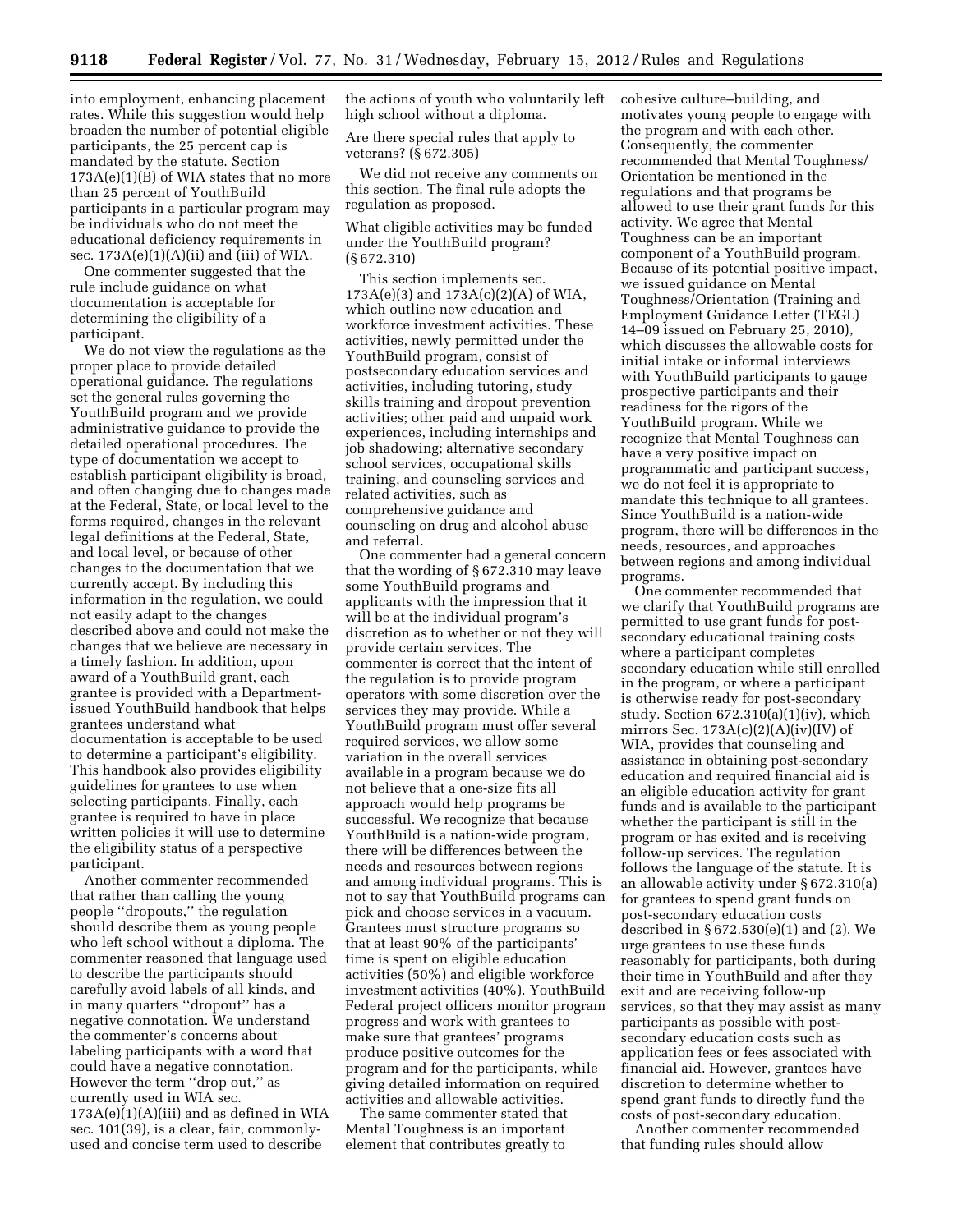into employment, enhancing placement rates. While this suggestion would help broaden the number of potential eligible participants, the 25 percent cap is mandated by the statute. Section 173A(e)(1)(B) of WIA states that no more than 25 percent of YouthBuild participants in a particular program may be individuals who do not meet the educational deficiency requirements in sec. 173A(e)(1)(A)(ii) and (iii) of WIA.

One commenter suggested that the rule include guidance on what documentation is acceptable for determining the eligibility of a participant.

We do not view the regulations as the proper place to provide detailed operational guidance. The regulations set the general rules governing the YouthBuild program and we provide administrative guidance to provide the detailed operational procedures. The type of documentation we accept to establish participant eligibility is broad, and often changing due to changes made at the Federal, State, or local level to the forms required, changes in the relevant legal definitions at the Federal, State, and local level, or because of other changes to the documentation that we currently accept. By including this information in the regulation, we could not easily adapt to the changes described above and could not make the changes that we believe are necessary in a timely fashion. In addition, upon award of a YouthBuild grant, each grantee is provided with a Department-issued YouthBuild handbook that helps grantees understand what documentation is acceptable to be used to determine a participant's eligibility. This handbook also provides eligibility guidelines for grantees to use when selecting participants. Finally, each grantee is required to have in place written policies it will use to determine the eligibility status of a perspective participant.

Another commenter recommended that rather than calling the young people ''dropouts,'' the regulation should describe them as young people who left school without a diploma. The commenter reasoned that language used to describe the participants should carefully avoid labels of all kinds, and in many quarters ''dropout'' has a negative connotation. We understand the commenter's concerns about labeling participants with a word that could have a negative connotation. However the term ''drop out,'' as currently used in WIA sec. 173A(e)(1)(A)(iii) and as defined in WIA sec. 101(39), is a clear, fair, commonly-used and concise term used to describe the actions of youth who voluntarily left high school without a diploma.

Are there special rules that apply to veterans? (§ 672.305)

We did not receive any comments on this section. The final rule adopts the regulation as proposed.

What eligible activities may be funded under the YouthBuild program? (§ 672.310)

This section implements sec. 173A(e)(3) and 173A(c)(2)(A) of WIA, which outline new education and workforce investment activities. These activities, newly permitted under the YouthBuild program, consist of postsecondary education services and activities, including tutoring, study skills training and dropout prevention activities; other paid and unpaid work experiences, including internships and job shadowing; alternative secondary school services, occupational skills training, and counseling services and related activities, such as comprehensive guidance and counseling on drug and alcohol abuse and referral.

One commenter had a general concern that the wording of § 672.310 may leave some YouthBuild programs and applicants with the impression that it will be at the individual program's discretion as to whether or not they will provide certain services. The commenter is correct that the intent of the regulation is to provide program operators with some discretion over the services they may provide. While a YouthBuild program must offer several required services, we allow some variation in the overall services available in a program because we do not believe that a one-size fits all approach would help programs be successful. We recognize that because YouthBuild is a nation-wide program, there will be differences between the needs and resources between regions and among individual programs. This is not to say that YouthBuild programs can pick and choose services in a vacuum. Grantees must structure programs so that at least 90% of the participants' time is spent on eligible education activities (50%) and eligible workforce investment activities (40%). YouthBuild Federal project officers monitor program progress and work with grantees to make sure that grantees' programs produce positive outcomes for the program and for the participants, while giving detailed information on required activities and allowable activities.

The same commenter stated that Mental Toughness is an important element that contributes greatly to cohesive culture–building, and motivates young people to engage with the program and with each other. Consequently, the commenter recommended that Mental Toughness/Orientation be mentioned in the regulations and that programs be allowed to use their grant funds for this activity. We agree that Mental Toughness can be an important component of a YouthBuild program. Because of its potential positive impact, we issued guidance on Mental Toughness/Orientation (Training and Employment Guidance Letter (TEGL) 14–09 issued on February 25, 2010), which discusses the allowable costs for initial intake or informal interviews with YouthBuild participants to gauge prospective participants and their readiness for the rigors of the YouthBuild program. While we recognize that Mental Toughness can have a very positive impact on programmatic and participant success, we do not feel it is appropriate to mandate this technique to all grantees. Since YouthBuild is a nation-wide program, there will be differences in the needs, resources, and approaches between regions and among individual programs.

One commenter recommended that we clarify that YouthBuild programs are permitted to use grant funds for post-secondary educational training costs where a participant completes secondary education while still enrolled in the program, or where a participant is otherwise ready for post-secondary study. Section 672.310(a)(1)(iv), which mirrors Sec. 173A(c)(2)(A)(iv)(IV) of WIA, provides that counseling and assistance in obtaining post-secondary education and required financial aid is an eligible education activity for grant funds and is available to the participant whether the participant is still in the program or has exited and is receiving follow-up services. The regulation follows the language of the statute. It is an allowable activity under § 672.310(a) for grantees to spend grant funds on post-secondary education costs described in § 672.530(e)(1) and (2). We urge grantees to use these funds reasonably for participants, both during their time in YouthBuild and after they exit and are receiving follow-up services, so that they may assist as many participants as possible with post-secondary education costs such as application fees or fees associated with financial aid. However, grantees have discretion to determine whether to spend grant funds to directly fund the costs of post-secondary education.

Another commenter recommended that funding rules should allow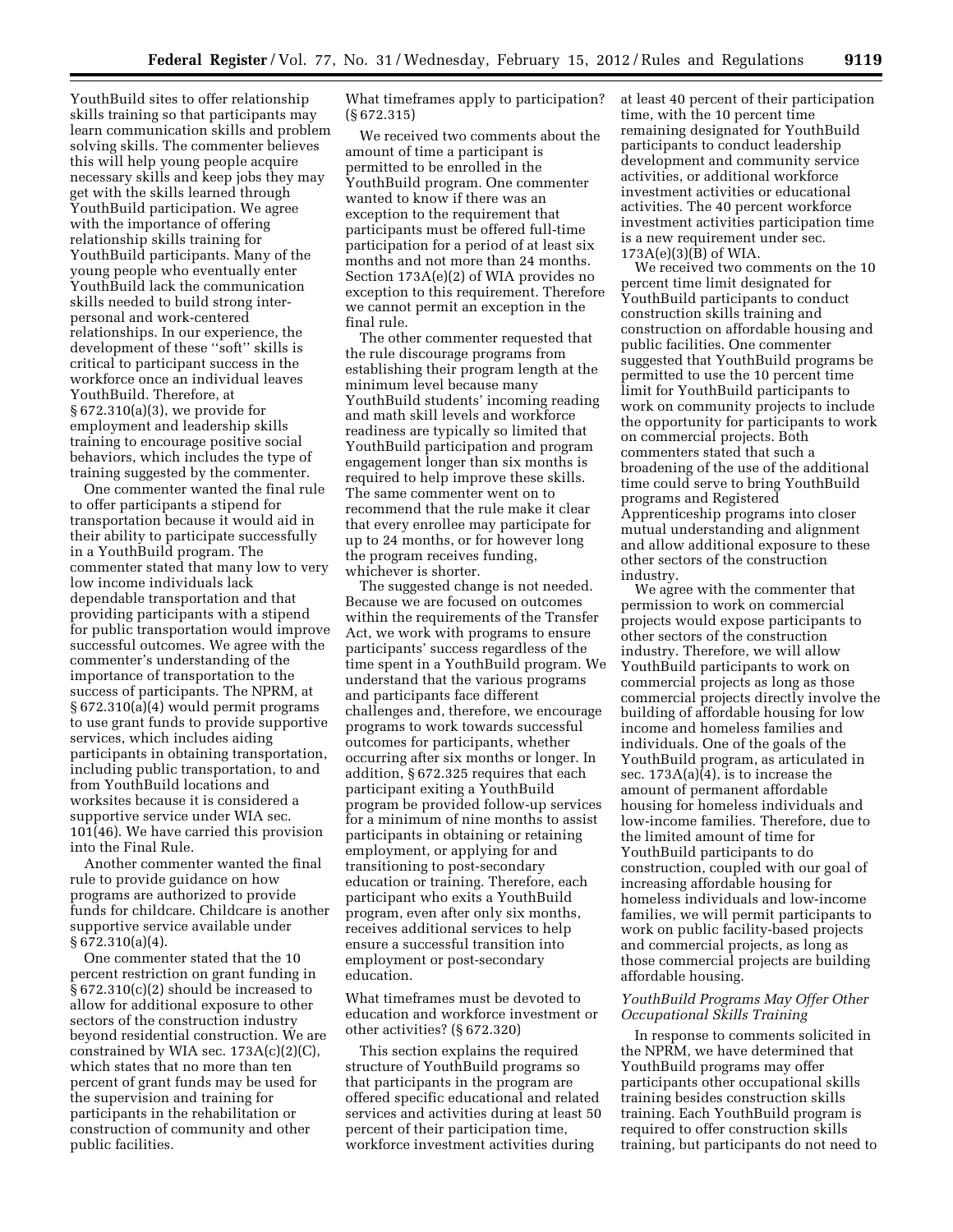YouthBuild sites to offer relationship skills training so that participants may learn communication skills and problem solving skills. The commenter believes this will help young people acquire necessary skills and keep jobs they may get with the skills learned through YouthBuild participation. We agree with the importance of offering relationship skills training for YouthBuild participants. Many of the young people who eventually enter YouthBuild lack the communication skills needed to build strong inter-personal and work-centered relationships. In our experience, the development of these "soft" skills is critical to participant success in the workforce once an individual leaves YouthBuild. Therefore, at § 672.310(a)(3), we provide for employment and leadership skills training to encourage positive social behaviors, which includes the type of training suggested by the commenter.

One commenter wanted the final rule to offer participants a stipend for transportation because it would aid in their ability to participate successfully in a YouthBuild program. The commenter stated that many low to very low income individuals lack dependable transportation and that providing participants with a stipend for public transportation would improve successful outcomes. We agree with the commenter's understanding of the importance of transportation to the success of participants. The NPRM, at § 672.310(a)(4) would permit programs to use grant funds to provide supportive services, which includes aiding participants in obtaining transportation, including public transportation, to and from YouthBuild locations and worksites because it is considered a supportive service under WIA sec. 101(46). We have carried this provision into the Final Rule.

Another commenter wanted the final rule to provide guidance on how programs are authorized to provide funds for childcare. Childcare is another supportive service available under § 672.310(a)(4).

One commenter stated that the 10 percent restriction on grant funding in § 672.310(c)(2) should be increased to allow for additional exposure to other sectors of the construction industry beyond residential construction. We are constrained by WIA sec. 173A(c)(2)(C), which states that no more than ten percent of grant funds may be used for the supervision and training for participants in the rehabilitation or construction of community and other public facilities.

What timeframes apply to participation? (§ 672.315)

We received two comments about the amount of time a participant is permitted to be enrolled in the YouthBuild program. One commenter wanted to know if there was an exception to the requirement that participants must be offered full-time participation for a period of at least six months and not more than 24 months. Section 173A(e)(2) of WIA provides no exception to this requirement. Therefore we cannot permit an exception in the final rule.

The other commenter requested that the rule discourage programs from establishing their program length at the minimum level because many YouthBuild students' incoming reading and math skill levels and workforce readiness are typically so limited that YouthBuild participation and program engagement longer than six months is required to help improve these skills. The same commenter went on to recommend that the rule make it clear that every enrollee may participate for up to 24 months, or for however long the program receives funding, whichever is shorter.

The suggested change is not needed. Because we are focused on outcomes within the requirements of the Transfer Act, we work with programs to ensure participants' success regardless of the time spent in a YouthBuild program. We understand that the various programs and participants face different challenges and, therefore, we encourage programs to work towards successful outcomes for participants, whether occurring after six months or longer. In addition, § 672.325 requires that each participant exiting a YouthBuild program be provided follow-up services for a minimum of nine months to assist participants in obtaining or retaining employment, or applying for and transitioning to post-secondary education or training. Therefore, each participant who exits a YouthBuild program, even after only six months, receives additional services to help ensure a successful transition into employment or post-secondary education.

What timeframes must be devoted to education and workforce investment or other activities? (§ 672.320)

This section explains the required structure of YouthBuild programs so that participants in the program are offered specific educational and related services and activities during at least 50 percent of their participation time, workforce investment activities during at least 40 percent of their participation time, with the 10 percent time remaining designated for YouthBuild participants to conduct leadership development and community service activities, or additional workforce investment activities or educational activities. The 40 percent workforce investment activities participation time is a new requirement under sec. 173A(e)(3)(B) of WIA.

We received two comments on the 10 percent time limit designated for YouthBuild participants to conduct construction skills training and construction on affordable housing and public facilities. One commenter suggested that YouthBuild programs be permitted to use the 10 percent time limit for YouthBuild participants to work on community projects to include the opportunity for participants to work on commercial projects. Both commenters stated that such a broadening of the use of the additional time could serve to bring YouthBuild programs and Registered Apprenticeship programs into closer mutual understanding and alignment and allow additional exposure to these other sectors of the construction industry.

We agree with the commenter that permission to work on commercial projects would expose participants to other sectors of the construction industry. Therefore, we will allow YouthBuild participants to work on commercial projects as long as those commercial projects directly involve the building of affordable housing for low income and homeless families and individuals. One of the goals of the YouthBuild program, as articulated in sec. 173A(a)(4), is to increase the amount of permanent affordable housing for homeless individuals and low-income families. Therefore, due to the limited amount of time for YouthBuild participants to do construction, coupled with our goal of increasing affordable housing for homeless individuals and low-income families, we will permit participants to work on public facility-based projects and commercial projects, as long as those commercial projects are building affordable housing.

### *YouthBuild Programs May Offer Other Occupational Skills Training*

In response to comments solicited in the NPRM, we have determined that YouthBuild programs may offer participants other occupational skills training besides construction skills training. Each YouthBuild program is required to offer construction skills training, but participants do not need to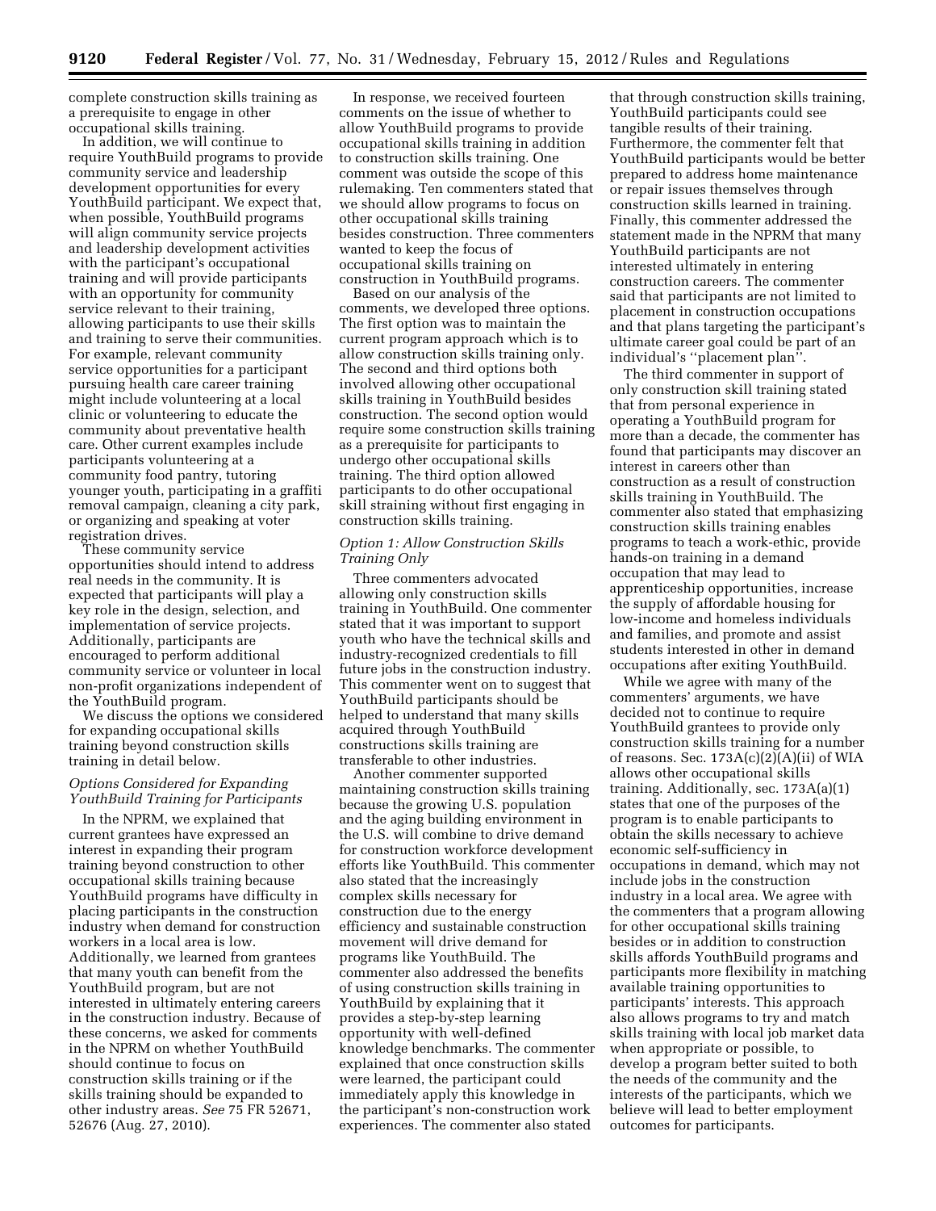complete construction skills training as a prerequisite to engage in other occupational skills training.

In addition, we will continue to require YouthBuild programs to provide community service and leadership development opportunities for every YouthBuild participant. We expect that, when possible, YouthBuild programs will align community service projects and leadership development activities with the participant's occupational training and will provide participants with an opportunity for community service relevant to their training, allowing participants to use their skills and training to serve their communities. For example, relevant community service opportunities for a participant pursuing health care career training might include volunteering at a local clinic or volunteering to educate the community about preventative health care. Other current examples include participants volunteering at a community food pantry, tutoring younger youth, participating in a graffiti removal campaign, cleaning a city park, or organizing and speaking at voter registration drives.

These community service opportunities should intend to address real needs in the community. It is expected that participants will play a key role in the design, selection, and implementation of service projects. Additionally, participants are encouraged to perform additional community service or volunteer in local non-profit organizations independent of the YouthBuild program.

We discuss the options we considered for expanding occupational skills training beyond construction skills training in detail below.

*Options Considered for Expanding YouthBuild Training for Participants*

In the NPRM, we explained that current grantees have expressed an interest in expanding their program training beyond construction to other occupational skills training because YouthBuild programs have difficulty in placing participants in the construction industry when demand for construction workers in a local area is low. Additionally, we learned from grantees that many youth can benefit from the YouthBuild program, but are not interested in ultimately entering careers in the construction industry. Because of these concerns, we asked for comments in the NPRM on whether YouthBuild should continue to focus on construction skills training or if the skills training should be expanded to other industry areas. *See* 75 FR 52671, 52676 (Aug. 27, 2010).

In response, we received fourteen comments on the issue of whether to allow YouthBuild programs to provide occupational skills training in addition to construction skills training. One comment was outside the scope of this rulemaking. Ten commenters stated that we should allow programs to focus on other occupational skills training besides construction. Three commenters wanted to keep the focus of occupational skills training on construction in YouthBuild programs.

Based on our analysis of the comments, we developed three options. The first option was to maintain the current program approach which is to allow construction skills training only. The second and third options both involved allowing other occupational skills training in YouthBuild besides construction. The second option would require some construction skills training as a prerequisite for participants to undergo other occupational skills training. The third option allowed participants to do other occupational skill straining without first engaging in construction skills training.

*Option 1: Allow Construction Skills Training Only*

Three commenters advocated allowing only construction skills training in YouthBuild. One commenter stated that it was important to support youth who have the technical skills and industry-recognized credentials to fill future jobs in the construction industry. This commenter went on to suggest that YouthBuild participants should be helped to understand that many skills acquired through YouthBuild constructions skills training are transferable to other industries.

Another commenter supported maintaining construction skills training because the growing U.S. population and the aging building environment in the U.S. will combine to drive demand for construction workforce development efforts like YouthBuild. This commenter also stated that the increasingly complex skills necessary for construction due to the energy efficiency and sustainable construction movement will drive demand for programs like YouthBuild. The commenter also addressed the benefits of using construction skills training in YouthBuild by explaining that it provides a step-by-step learning opportunity with well-defined knowledge benchmarks. The commenter explained that once construction skills were learned, the participant could immediately apply this knowledge in the participant's non-construction work experiences. The commenter also stated that through construction skills training, YouthBuild participants could see tangible results of their training. Furthermore, the commenter felt that YouthBuild participants would be better prepared to address home maintenance or repair issues themselves through construction skills learned in training. Finally, this commenter addressed the statement made in the NPRM that many YouthBuild participants are not interested ultimately in entering construction careers. The commenter said that participants are not limited to placement in construction occupations and that plans targeting the participant's ultimate career goal could be part of an individual's ''placement plan''.

The third commenter in support of only construction skill training stated that from personal experience in operating a YouthBuild program for more than a decade, the commenter has found that participants may discover an interest in careers other than construction as a result of construction skills training in YouthBuild. The commenter also stated that emphasizing construction skills training enables programs to teach a work-ethic, provide hands-on training in a demand occupation that may lead to apprenticeship opportunities, increase the supply of affordable housing for low-income and homeless individuals and families, and promote and assist students interested in other in demand occupations after exiting YouthBuild.

While we agree with many of the commenters' arguments, we have decided not to continue to require YouthBuild grantees to provide only construction skills training for a number of reasons. Sec. 173A(c)(2)(A)(ii) of WIA allows other occupational skills training. Additionally, sec. 173A(a)(1) states that one of the purposes of the program is to enable participants to obtain the skills necessary to achieve economic self-sufficiency in occupations in demand, which may not include jobs in the construction industry in a local area. We agree with the commenters that a program allowing for other occupational skills training besides or in addition to construction skills affords YouthBuild programs and participants more flexibility in matching available training opportunities to participants' interests. This approach also allows programs to try and match skills training with local job market data when appropriate or possible, to develop a program better suited to both the needs of the community and the interests of the participants, which we believe will lead to better employment outcomes for participants.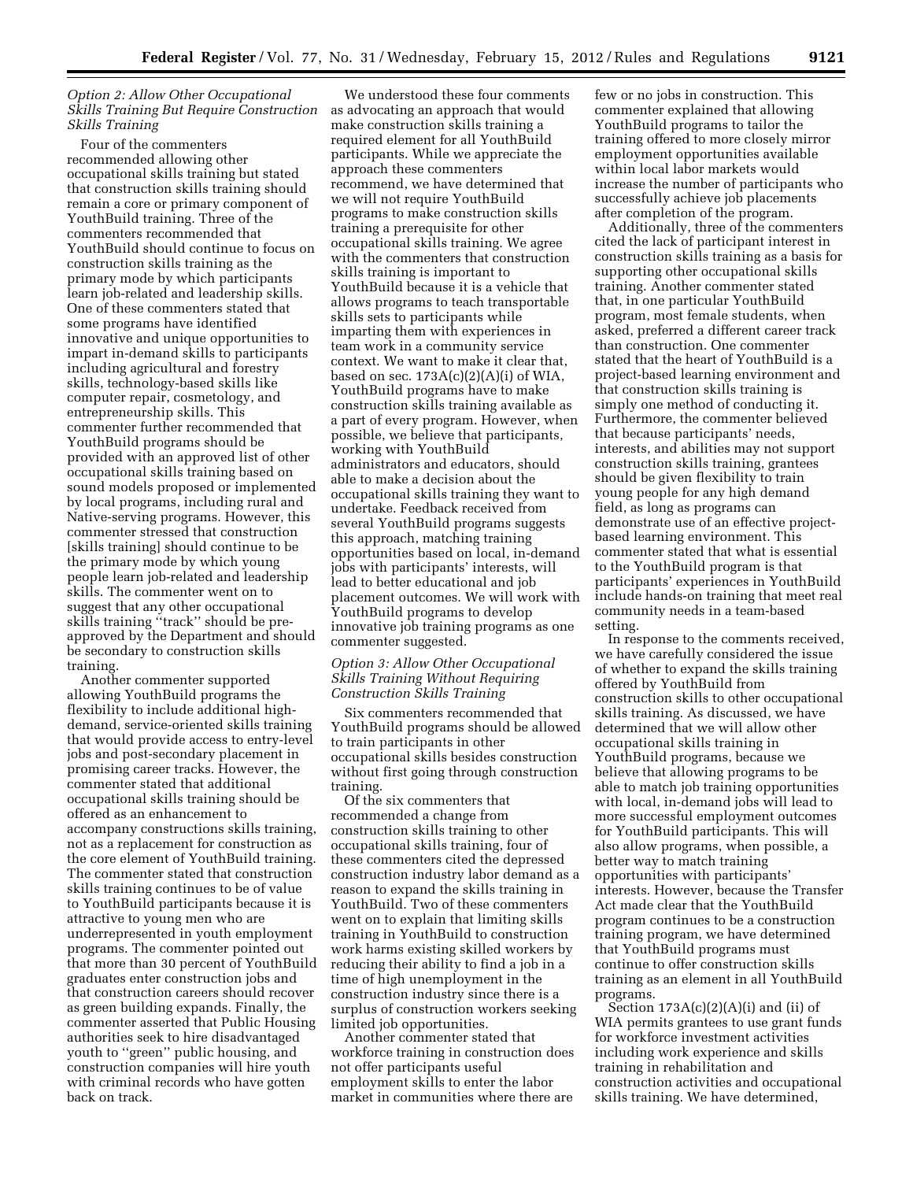*Option 2: Allow Other Occupational Skills Training But Require Construction Skills Training*

Four of the commenters recommended allowing other occupational skills training but stated that construction skills training should remain a core or primary component of YouthBuild training. Three of the commenters recommended that YouthBuild should continue to focus on construction skills training as the primary mode by which participants learn job-related and leadership skills. One of these commenters stated that some programs have identified innovative and unique opportunities to impart in-demand skills to participants including agricultural and forestry skills, technology-based skills like computer repair, cosmetology, and entrepreneurship skills. This commenter further recommended that YouthBuild programs should be provided with an approved list of other occupational skills training based on sound models proposed or implemented by local programs, including rural and Native-serving programs. However, this commenter stressed that construction [skills training] should continue to be the primary mode by which young people learn job-related and leadership skills. The commenter went on to suggest that any other occupational skills training ''track'' should be pre-approved by the Department and should be secondary to construction skills training.

Another commenter supported allowing YouthBuild programs the flexibility to include additional high-demand, service-oriented skills training that would provide access to entry-level jobs and post-secondary placement in promising career tracks. However, the commenter stated that additional occupational skills training should be offered as an enhancement to accompany constructions skills training, not as a replacement for construction as the core element of YouthBuild training. The commenter stated that construction skills training continues to be of value to YouthBuild participants because it is attractive to young men who are underrepresented in youth employment programs. The commenter pointed out that more than 30 percent of YouthBuild graduates enter construction jobs and that construction careers should recover as green building expands. Finally, the commenter asserted that Public Housing authorities seek to hire disadvantaged youth to ''green'' public housing, and construction companies will hire youth with criminal records who have gotten back on track.

We understood these four comments as advocating an approach that would make construction skills training a required element for all YouthBuild participants. While we appreciate the approach these commenters recommend, we have determined that we will not require YouthBuild programs to make construction skills training a prerequisite for other occupational skills training. We agree with the commenters that construction skills training is important to YouthBuild because it is a vehicle that allows programs to teach transportable skills sets to participants while imparting them with experiences in team work in a community service context. We want to make it clear that, based on sec. 173A(c)(2)(A)(i) of WIA, YouthBuild programs have to make construction skills training available as a part of every program. However, when possible, we believe that participants, working with YouthBuild administrators and educators, should able to make a decision about the occupational skills training they want to undertake. Feedback received from several YouthBuild programs suggests this approach, matching training opportunities based on local, in-demand jobs with participants' interests, will lead to better educational and job placement outcomes. We will work with YouthBuild programs to develop innovative job training programs as one commenter suggested.

*Option 3: Allow Other Occupational Skills Training Without Requiring Construction Skills Training*

Six commenters recommended that YouthBuild programs should be allowed to train participants in other occupational skills besides construction without first going through construction training.

Of the six commenters that recommended a change from construction skills training to other occupational skills training, four of these commenters cited the depressed construction industry labor demand as a reason to expand the skills training in YouthBuild. Two of these commenters went on to explain that limiting skills training in YouthBuild to construction work harms existing skilled workers by reducing their ability to find a job in a time of high unemployment in the construction industry since there is a surplus of construction workers seeking limited job opportunities.

Another commenter stated that workforce training in construction does not offer participants useful employment skills to enter the labor market in communities where there are few or no jobs in construction. This commenter explained that allowing YouthBuild programs to tailor the training offered to more closely mirror employment opportunities available within local labor markets would increase the number of participants who successfully achieve job placements after completion of the program.

Additionally, three of the commenters cited the lack of participant interest in construction skills training as a basis for supporting other occupational skills training. Another commenter stated that, in one particular YouthBuild program, most female students, when asked, preferred a different career track than construction. One commenter stated that the heart of YouthBuild is a project-based learning environment and that construction skills training is simply one method of conducting it. Furthermore, the commenter believed that because participants' needs, interests, and abilities may not support construction skills training, grantees should be given flexibility to train young people for any high demand field, as long as programs can demonstrate use of an effective project-based learning environment. This commenter stated that what is essential to the YouthBuild program is that participants' experiences in YouthBuild include hands-on training that meet real community needs in a team-based setting.

In response to the comments received, we have carefully considered the issue of whether to expand the skills training offered by YouthBuild from construction skills to other occupational skills training. As discussed, we have determined that we will allow other occupational skills training in YouthBuild programs, because we believe that allowing programs to be able to match job training opportunities with local, in-demand jobs will lead to more successful employment outcomes for YouthBuild participants. This will also allow programs, when possible, a better way to match training opportunities with participants' interests. However, because the Transfer Act made clear that the YouthBuild program continues to be a construction training program, we have determined that YouthBuild programs must continue to offer construction skills training as an element in all YouthBuild programs.

Section 173A(c)(2)(A)(i) and (ii) of WIA permits grantees to use grant funds for workforce investment activities including work experience and skills training in rehabilitation and construction activities and occupational skills training. We have determined,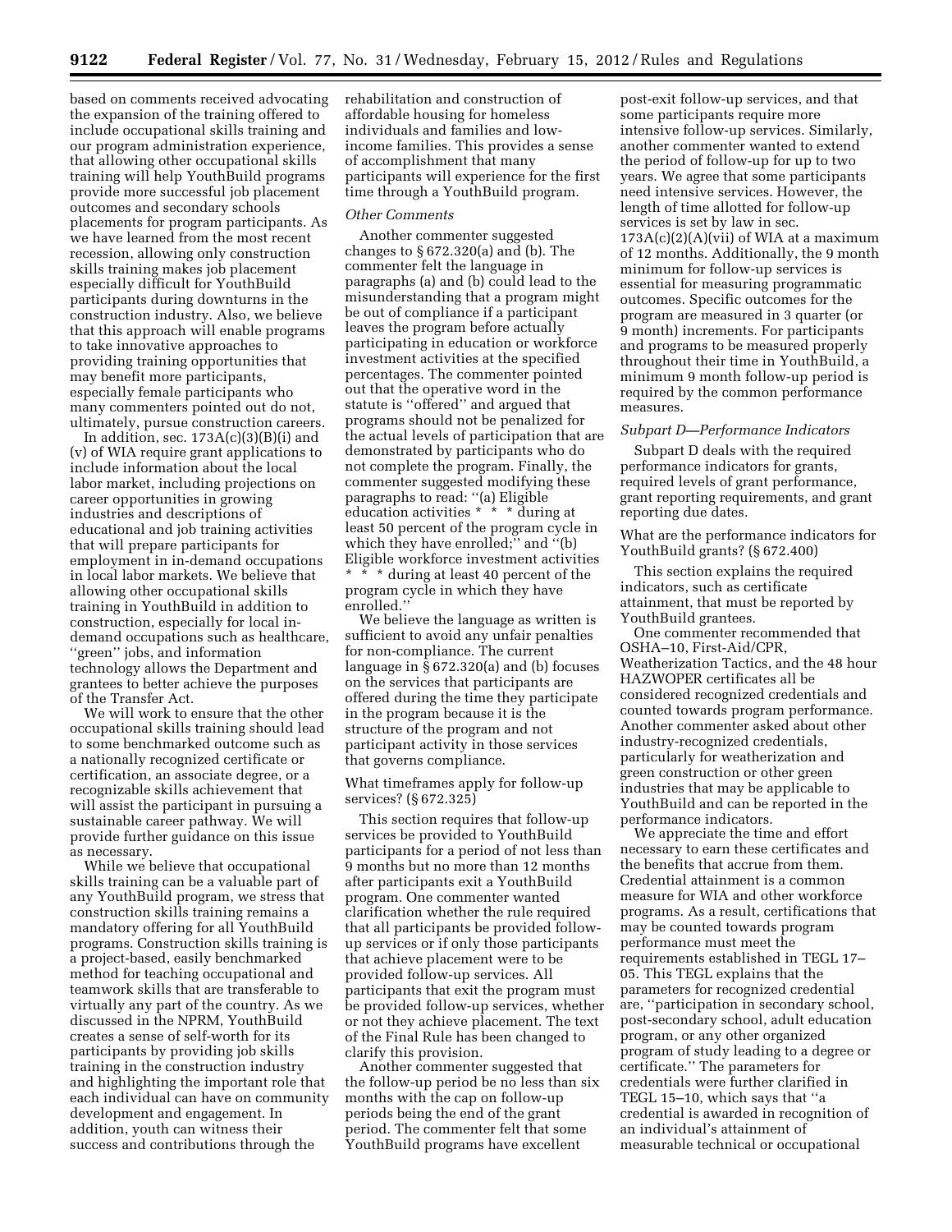based on comments received advocating the expansion of the training offered to include occupational skills training and our program administration experience, that allowing other occupational skills training will help YouthBuild programs provide more successful job placement outcomes and secondary schools placements for program participants. As we have learned from the most recent recession, allowing only construction skills training makes job placement especially difficult for YouthBuild participants during downturns in the construction industry. Also, we believe that this approach will enable programs to take innovative approaches to providing training opportunities that may benefit more participants, especially female participants who many commenters pointed out do not, ultimately, pursue construction careers.

In addition, sec. 173A(c)(3)(B)(i) and (v) of WIA require grant applications to include information about the local labor market, including projections on career opportunities in growing industries and descriptions of educational and job training activities that will prepare participants for employment in in-demand occupations in local labor markets. We believe that allowing other occupational skills training in YouthBuild in addition to construction, especially for local in-demand occupations such as healthcare, ''green'' jobs, and information technology allows the Department and grantees to better achieve the purposes of the Transfer Act.

We will work to ensure that the other occupational skills training should lead to some benchmarked outcome such as a nationally recognized certificate or certification, an associate degree, or a recognizable skills achievement that will assist the participant in pursuing a sustainable career pathway. We will provide further guidance on this issue as necessary.

While we believe that occupational skills training can be a valuable part of any YouthBuild program, we stress that construction skills training remains a mandatory offering for all YouthBuild programs. Construction skills training is a project-based, easily benchmarked method for teaching occupational and teamwork skills that are transferable to virtually any part of the country. As we discussed in the NPRM, YouthBuild creates a sense of self-worth for its participants by providing job skills training in the construction industry and highlighting the important role that each individual can have on community development and engagement. In addition, youth can witness their success and contributions through the rehabilitation and construction of affordable housing for homeless individuals and families and low-income families. This provides a sense of accomplishment that many participants will experience for the first time through a YouthBuild program.

*Other Comments*

Another commenter suggested changes to § 672.320(a) and (b). The commenter felt the language in paragraphs (a) and (b) could lead to the misunderstanding that a program might be out of compliance if a participant leaves the program before actually participating in education or workforce investment activities at the specified percentages. The commenter pointed out that the operative word in the statute is ''offered'' and argued that programs should not be penalized for the actual levels of participation that are demonstrated by participants who do not complete the program. Finally, the commenter suggested modifying these paragraphs to read: ''(a) Eligible education activities * * * during at least 50 percent of the program cycle in which they have enrolled;'' and ''(b) Eligible workforce investment activities * * * during at least 40 percent of the program cycle in which they have enrolled.''

We believe the language as written is sufficient to avoid any unfair penalties for non-compliance. The current language in § 672.320(a) and (b) focuses on the services that participants are offered during the time they participate in the program because it is the structure of the program and not participant activity in those services that governs compliance.

What timeframes apply for follow-up services? (§ 672.325)

This section requires that follow-up services be provided to YouthBuild participants for a period of not less than 9 months but no more than 12 months after participants exit a YouthBuild program. One commenter wanted clarification whether the rule required that all participants be provided follow-up services or if only those participants that achieve placement were to be provided follow-up services. All participants that exit the program must be provided follow-up services, whether or not they achieve placement. The text of the Final Rule has been changed to clarify this provision.

Another commenter suggested that the follow-up period be no less than six months with the cap on follow-up periods being the end of the grant period. The commenter felt that some YouthBuild programs have excellent post-exit follow-up services, and that some participants require more intensive follow-up services. Similarly, another commenter wanted to extend the period of follow-up for up to two years. We agree that some participants need intensive services. However, the length of time allotted for follow-up services is set by law in sec. 173A(c)(2)(A)(vii) of WIA at a maximum of 12 months. Additionally, the 9 month minimum for follow-up services is essential for measuring programmatic outcomes. Specific outcomes for the program are measured in 3 quarter (or 9 month) increments. For participants and programs to be measured properly throughout their time in YouthBuild, a minimum 9 month follow-up period is required by the common performance measures.

*Subpart D—Performance Indicators*

Subpart D deals with the required performance indicators for grants, required levels of grant performance, grant reporting requirements, and grant reporting due dates.

What are the performance indicators for YouthBuild grants? (§ 672.400)

This section explains the required indicators, such as certificate attainment, that must be reported by YouthBuild grantees.

One commenter recommended that OSHA–10, First-Aid/CPR, Weatherization Tactics, and the 48 hour HAZWOPER certificates all be considered recognized credentials and counted towards program performance. Another commenter asked about other industry-recognized credentials, particularly for weatherization and green construction or other green industries that may be applicable to YouthBuild and can be reported in the performance indicators.

We appreciate the time and effort necessary to earn these certificates and the benefits that accrue from them. Credential attainment is a common measure for WIA and other workforce programs. As a result, certifications that may be counted towards program performance must meet the requirements established in TEGL 17–05. This TEGL explains that the parameters for recognized credential are, ''participation in secondary school, post-secondary school, adult education program, or any other organized program of study leading to a degree or certificate.'' The parameters for credentials were further clarified in TEGL 15–10, which says that ''a credential is awarded in recognition of an individual's attainment of measurable technical or occupational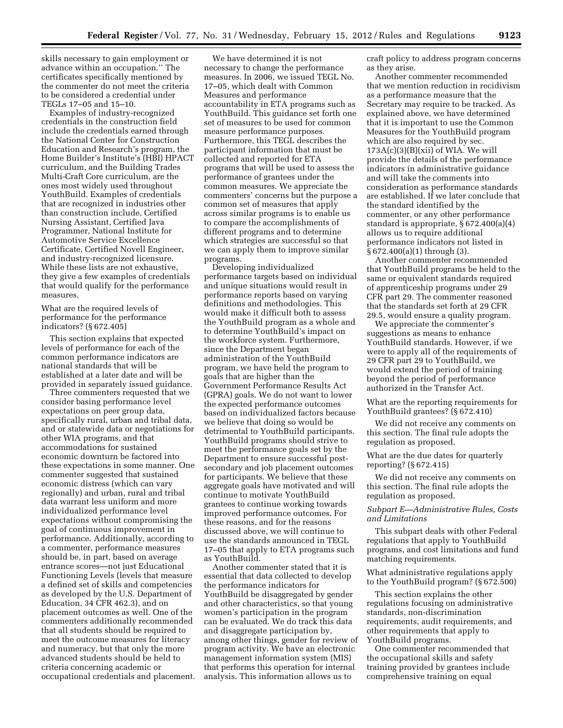skills necessary to gain employment or advance within an occupation.'' The certificates specifically mentioned by the commenter do not meet the criteria to be considered a credential under TEGLs 17–05 and 15–10.

Examples of industry-recognized credentials in the construction field include the credentials earned through the National Center for Construction Education and Research's program, the Home Builder's Institute's (HBI) HPACT curriculum, and the Building Trades Multi-Craft Core curriculum, are the ones most widely used throughout YouthBuild. Examples of credentials that are recognized in industries other than construction include, Certified Nursing Assistant, Certified Java Programmer, National Institute for Automotive Service Excellence Certificate, Certified Novell Engineer, and industry-recognized licensure. While these lists are not exhaustive, they give a few examples of credentials that would qualify for the performance measures.

What are the required levels of performance for the performance indicators? (§ 672.405)

This section explains that expected levels of performance for each of the common performance indicators are national standards that will be established at a later date and will be provided in separately issued guidance.

Three commenters requested that we consider basing performance level expectations on peer group data, specifically rural, urban and tribal data, and or statewide data or negotiations for other WIA programs, and that accommodations for sustained economic downturn be factored into these expectations in some manner. One commenter suggested that sustained economic distress (which can vary regionally) and urban, rural and tribal data warrant less uniform and more individualized performance level expectations without compromising the goal of continuous improvement in performance. Additionally, according to a commenter, performance measures should be, in part, based on average entrance scores—not just Educational Functioning Levels (levels that measure a defined set of skills and competencies as developed by the U.S. Department of Education, 34 CFR 462.3), and on placement outcomes as well. One of the commenters additionally recommended that all students should be required to meet the outcome measures for literacy and numeracy, but that only the more advanced students should be held to criteria concerning academic or occupational credentials and placement.

We have determined it is not necessary to change the performance measures. In 2006, we issued TEGL No. 17–05, which dealt with Common Measures and performance accountability in ETA programs such as YouthBuild. This guidance set forth one set of measures to be used for common measure performance purposes. Furthermore, this TEGL describes the participant information that must be collected and reported for ETA programs that will be used to assess the performance of grantees under the common measures. We appreciate the commenters' concerns but the purpose a common set of measures that apply across similar programs is to enable us to compare the accomplishments of different programs and to determine which strategies are successful so that we can apply them to improve similar programs.

Developing individualized performance targets based on individual and unique situations would result in performance reports based on varying definitions and methodologies. This would make it difficult both to assess the YouthBuild program as a whole and to determine YouthBuild's impact on the workforce system. Furthermore, since the Department began administration of the YouthBuild program, we have held the program to goals that are higher than the Government Performance Results Act (GPRA) goals. We do not want to lower the expected performance outcomes based on individualized factors because we believe that doing so would be detrimental to YouthBuild participants. YouthBuild programs should strive to meet the performance goals set by the Department to ensure successful post-secondary and job placement outcomes for participants. We believe that these aggregate goals have motivated and will continue to motivate YouthBuild grantees to continue working towards improved performance outcomes. For these reasons, and for the reasons discussed above, we will continue to use the standards announced in TEGL 17–05 that apply to ETA programs such as YouthBuild.

Another commenter stated that it is essential that data collected to develop the performance indicators for YouthBuild be disaggregated by gender and other characteristics, so that young women's participation in the program can be evaluated. We do track this data and disaggregate participation by, among other things, gender for review of program activity. We have an electronic management information system (MIS) that performs this operation for internal analysis. This information allows us to craft policy to address program concerns as they arise.

Another commenter recommended that we mention reduction in recidivism as a performance measure that the Secretary may require to be tracked. As explained above, we have determined that it is important to use the Common Measures for the YouthBuild program which are also required by sec. 173A(c)(3)(B)(xii) of WIA. We will provide the details of the performance indicators in administrative guidance and will take the comments into consideration as performance standards are established. If we later conclude that the standard identified by the commenter, or any other performance standard is appropriate, § 672.400(a)(4) allows us to require additional performance indicators not listed in § 672.400(a)(1) through (3).

Another commenter recommended that YouthBuild programs be held to the same or equivalent standards required of apprenticeship programs under 29 CFR part 29. The commenter reasoned that the standards set forth at 29 CFR 29.5, would ensure a quality program.

We appreciate the commenter's suggestions as means to enhance YouthBuild standards. However, if we were to apply all of the requirements of 29 CFR part 29 to YouthBuild, we would extend the period of training beyond the period of performance authorized in the Transfer Act.

What are the reporting requirements for YouthBuild grantees? (§ 672.410)

We did not receive any comments on this section. The final rule adopts the regulation as proposed.

What are the due dates for quarterly reporting? (§ 672.415)

We did not receive any comments on this section. The final rule adopts the regulation as proposed.

*Subpart E—Administrative Rules, Costs and Limitations*

This subpart deals with other Federal regulations that apply to YouthBuild programs, and cost limitations and fund matching requirements.

What administrative regulations apply to the YouthBuild program? (§ 672.500)

This section explains the other regulations focusing on administrative standards, non-discrimination requirements, audit requirements, and other requirements that apply to YouthBuild programs.

One commenter recommended that the occupational skills and safety training provided by grantees include comprehensive training on equal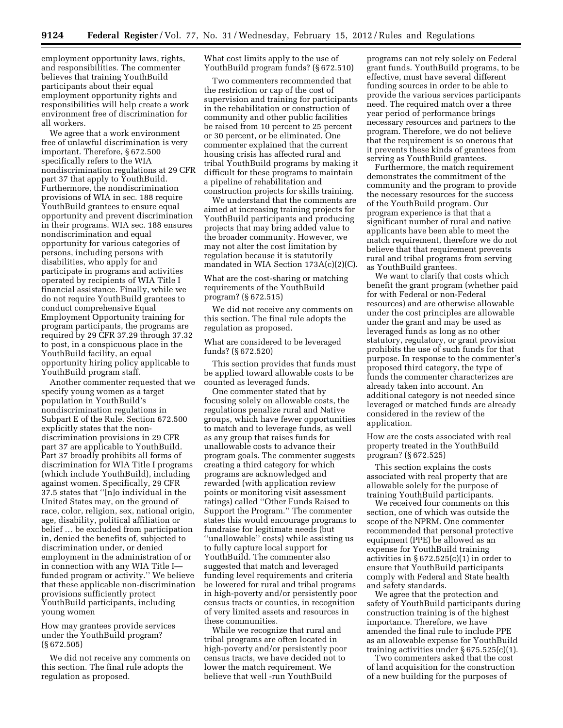employment opportunity laws, rights, and responsibilities. The commenter believes that training YouthBuild participants about their equal employment opportunity rights and responsibilities will help create a work environment free of discrimination for all workers.

We agree that a work environment free of unlawful discrimination is very important. Therefore, § 672.500 specifically refers to the WIA nondiscrimination regulations at 29 CFR part 37 that apply to YouthBuild. Furthermore, the nondiscrimination provisions of WIA in sec. 188 require YouthBuild grantees to ensure equal opportunity and prevent discrimination in their programs. WIA sec. 188 ensures nondiscrimination and equal opportunity for various categories of persons, including persons with disabilities, who apply for and participate in programs and activities operated by recipients of WIA Title I financial assistance. Finally, while we do not require YouthBuild grantees to conduct comprehensive Equal Employment Opportunity training for program participants, the programs are required by 29 CFR 37.29 through 37.32 to post, in a conspicuous place in the YouthBuild facility, an equal opportunity hiring policy applicable to YouthBuild program staff.

Another commenter requested that we specify young women as a target population in YouthBuild's nondiscrimination regulations in Subpart E of the Rule. Section 672.500 explicitly states that the non-discrimination provisions in 29 CFR part 37 are applicable to YouthBuild. Part 37 broadly prohibits all forms of discrimination for WIA Title I programs (which include YouthBuild), including against women. Specifically, 29 CFR 37.5 states that ''[n]o individual in the United States may, on the ground of race, color, religion, sex, national origin, age, disability, political affiliation or belief … be excluded from participation in, denied the benefits of, subjected to discrimination under, or denied employment in the administration of or in connection with any WIA Title I—funded program or activity.'' We believe that these applicable non-discrimination provisions sufficiently protect YouthBuild participants, including young women

How may grantees provide services under the YouthBuild program? (§ 672.505)

We did not receive any comments on this section. The final rule adopts the regulation as proposed.

What cost limits apply to the use of YouthBuild program funds? (§ 672.510)

Two commenters recommended that the restriction or cap of the cost of supervision and training for participants in the rehabilitation or construction of community and other public facilities be raised from 10 percent to 25 percent or 30 percent, or be eliminated. One commenter explained that the current housing crisis has affected rural and tribal YouthBuild programs by making it difficult for these programs to maintain a pipeline of rehabilitation and construction projects for skills training.

We understand that the comments are aimed at increasing training projects for YouthBuild participants and producing projects that may bring added value to the broader community. However, we may not alter the cost limitation by regulation because it is statutorily mandated in WIA Section 173A(c)(2)(C).

What are the cost-sharing or matching requirements of the YouthBuild program? (§ 672.515)

We did not receive any comments on this section. The final rule adopts the regulation as proposed.

What are considered to be leveraged funds? (§ 672.520)

This section provides that funds must be applied toward allowable costs to be counted as leveraged funds.

One commenter stated that by focusing solely on allowable costs, the regulations penalize rural and Native groups, which have fewer opportunities to match and to leverage funds, as well as any group that raises funds for unallowable costs to advance their program goals. The commenter suggests creating a third category for which programs are acknowledged and rewarded (with application review points or monitoring visit assessment ratings) called ''Other Funds Raised to Support the Program.'' The commenter states this would encourage programs to fundraise for legitimate needs (but ''unallowable'' costs) while assisting us to fully capture local support for YouthBuild. The commenter also suggested that match and leveraged funding level requirements and criteria be lowered for rural and tribal programs in high-poverty and/or persistently poor census tracts or counties, in recognition of very limited assets and resources in these communities.

While we recognize that rural and tribal programs are often located in high-poverty and/or persistently poor census tracts, we have decided not to lower the match requirement. We believe that well -run YouthBuild programs can not rely solely on Federal grant funds. YouthBuild programs, to be effective, must have several different funding sources in order to be able to provide the various services participants need. The required match over a three year period of performance brings necessary resources and partners to the program. Therefore, we do not believe that the requirement is so onerous that it prevents these kinds of grantees from serving as YouthBuild grantees.

Furthermore, the match requirement demonstrates the commitment of the community and the program to provide the necessary resources for the success of the YouthBuild program. Our program experience is that that a significant number of rural and native applicants have been able to meet the match requirement, therefore we do not believe that that requirement prevents rural and tribal programs from serving as YouthBuild grantees.

We want to clarify that costs which benefit the grant program (whether paid for with Federal or non-Federal resources) and are otherwise allowable under the cost principles are allowable under the grant and may be used as leveraged funds as long as no other statutory, regulatory, or grant provision prohibits the use of such funds for that purpose. In response to the commenter's proposed third category, the type of funds the commenter characterizes are already taken into account. An additional category is not needed since leveraged or matched funds are already considered in the review of the application.

How are the costs associated with real property treated in the YouthBuild program? (§ 672.525)

This section explains the costs associated with real property that are allowable solely for the purpose of training YouthBuild participants.

We received four comments on this section, one of which was outside the scope of the NPRM. One commenter recommended that personal protective equipment (PPE) be allowed as an expense for YouthBuild training activities in § 672.525(c)(1) in order to ensure that YouthBuild participants comply with Federal and State health and safety standards.

We agree that the protection and safety of YouthBuild participants during construction training is of the highest importance. Therefore, we have amended the final rule to include PPE as an allowable expense for YouthBuild training activities under § 675.525(c)(1).

Two commenters asked that the cost of land acquisition for the construction of a new building for the purposes of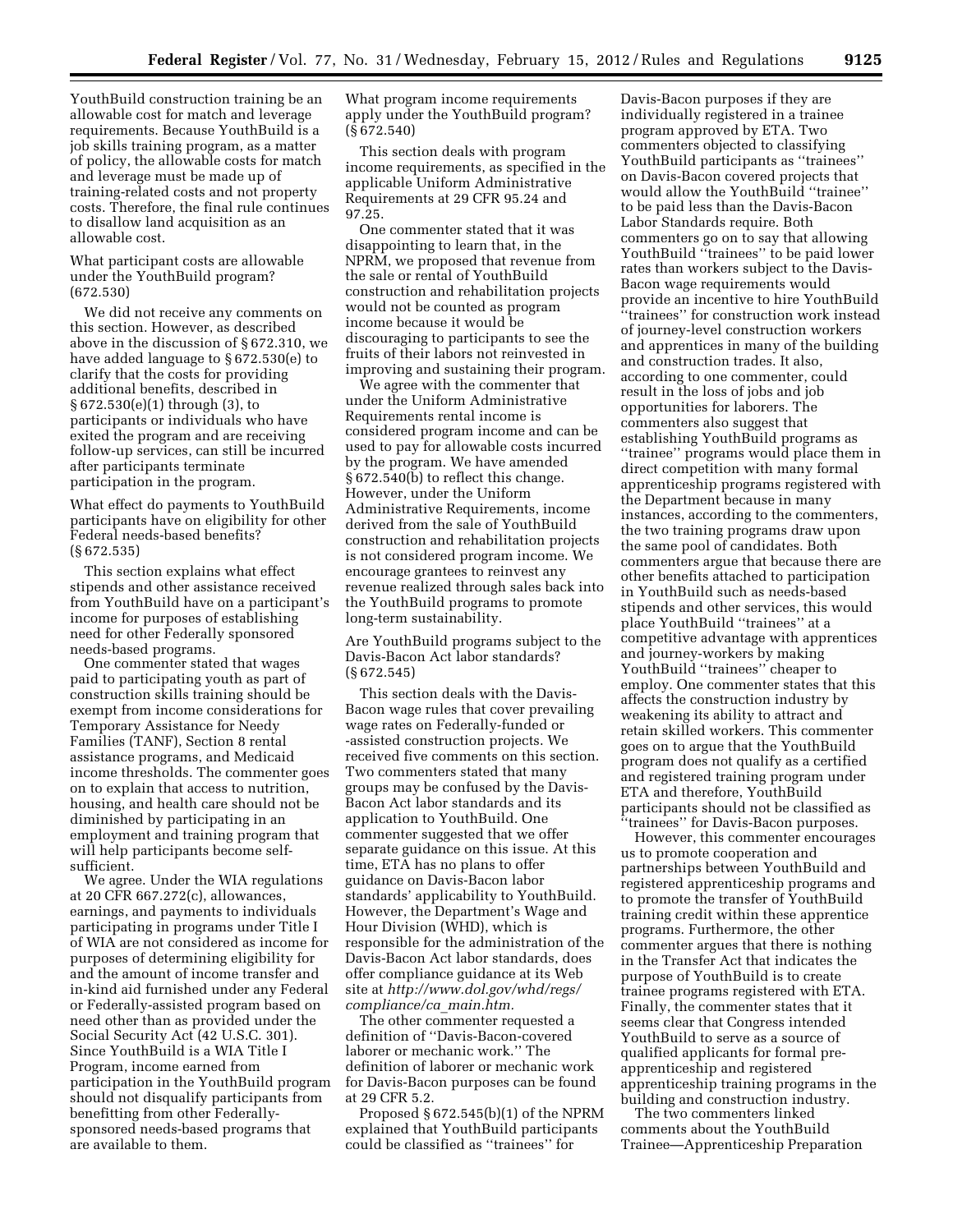YouthBuild construction training be an allowable cost for match and leverage requirements. Because YouthBuild is a job skills training program, as a matter of policy, the allowable costs for match and leverage must be made up of training-related costs and not property costs. Therefore, the final rule continues to disallow land acquisition as an allowable cost.

What participant costs are allowable under the YouthBuild program? (672.530)

We did not receive any comments on this section. However, as described above in the discussion of § 672.310, we have added language to § 672.530(e) to clarify that the costs for providing additional benefits, described in § 672.530(e)(1) through (3), to participants or individuals who have exited the program and are receiving follow-up services, can still be incurred after participants terminate participation in the program.

What effect do payments to YouthBuild participants have on eligibility for other Federal needs-based benefits? (§ 672.535)

This section explains what effect stipends and other assistance received from YouthBuild have on a participant's income for purposes of establishing need for other Federally sponsored needs-based programs.

One commenter stated that wages paid to participating youth as part of construction skills training should be exempt from income considerations for Temporary Assistance for Needy Families (TANF), Section 8 rental assistance programs, and Medicaid income thresholds. The commenter goes on to explain that access to nutrition, housing, and health care should not be diminished by participating in an employment and training program that will help participants become self-sufficient.

We agree. Under the WIA regulations at 20 CFR 667.272(c), allowances, earnings, and payments to individuals participating in programs under Title I of WIA are not considered as income for purposes of determining eligibility for and the amount of income transfer and in-kind aid furnished under any Federal or Federally-assisted program based on need other than as provided under the Social Security Act (42 U.S.C. 301). Since YouthBuild is a WIA Title I Program, income earned from participation in the YouthBuild program should not disqualify participants from benefitting from other Federally-sponsored needs-based programs that are available to them.

What program income requirements apply under the YouthBuild program? (§ 672.540)

This section deals with program income requirements, as specified in the applicable Uniform Administrative Requirements at 29 CFR 95.24 and 97.25.

One commenter stated that it was disappointing to learn that, in the NPRM, we proposed that revenue from the sale or rental of YouthBuild construction and rehabilitation projects would not be counted as program income because it would be discouraging to participants to see the fruits of their labors not reinvested in improving and sustaining their program.

We agree with the commenter that under the Uniform Administrative Requirements rental income is considered program income and can be used to pay for allowable costs incurred by the program. We have amended § 672.540(b) to reflect this change. However, under the Uniform Administrative Requirements, income derived from the sale of YouthBuild construction and rehabilitation projects is not considered program income. We encourage grantees to reinvest any revenue realized through sales back into the YouthBuild programs to promote long-term sustainability.

Are YouthBuild programs subject to the Davis-Bacon Act labor standards? (§ 672.545)

This section deals with the Davis-Bacon wage rules that cover prevailing wage rates on Federally-funded or -assisted construction projects. We received five comments on this section. Two commenters stated that many groups may be confused by the Davis-Bacon Act labor standards and its application to YouthBuild. One commenter suggested that we offer separate guidance on this issue. At this time, ETA has no plans to offer guidance on Davis-Bacon labor standards' applicability to YouthBuild. However, the Department's Wage and Hour Division (WHD), which is responsible for the administration of the Davis-Bacon Act labor standards, does offer compliance guidance at its Web site at *http://www.dol.gov/whd/regs/compliance/ca_main.htm.*

The other commenter requested a definition of ''Davis-Bacon-covered laborer or mechanic work.'' The definition of laborer or mechanic work for Davis-Bacon purposes can be found at 29 CFR 5.2.

Proposed § 672.545(b)(1) of the NPRM explained that YouthBuild participants could be classified as ''trainees'' for Davis-Bacon purposes if they are individually registered in a trainee program approved by ETA. Two commenters objected to classifying YouthBuild participants as ''trainees'' on Davis-Bacon covered projects that would allow the YouthBuild ''trainee'' to be paid less than the Davis-Bacon Labor Standards require. Both commenters go on to say that allowing YouthBuild ''trainees'' to be paid lower rates than workers subject to the Davis-Bacon wage requirements would provide an incentive to hire YouthBuild ''trainees'' for construction work instead of journey-level construction workers and apprentices in many of the building and construction trades. It also, according to one commenter, could result in the loss of jobs and job opportunities for laborers. The commenters also suggest that establishing YouthBuild programs as ''trainee'' programs would place them in direct competition with many formal apprenticeship programs registered with the Department because in many instances, according to the commenters, the two training programs draw upon the same pool of candidates. Both commenters argue that because there are other benefits attached to participation in YouthBuild such as needs-based stipends and other services, this would place YouthBuild ''trainees'' at a competitive advantage with apprentices and journey-workers by making YouthBuild ''trainees'' cheaper to employ. One commenter states that this affects the construction industry by weakening its ability to attract and retain skilled workers. This commenter goes on to argue that the YouthBuild program does not qualify as a certified and registered training program under ETA and therefore, YouthBuild participants should not be classified as ''trainees'' for Davis-Bacon purposes.

However, this commenter encourages us to promote cooperation and partnerships between YouthBuild and registered apprenticeship programs and to promote the transfer of YouthBuild training credit within these apprentice programs. Furthermore, the other commenter argues that there is nothing in the Transfer Act that indicates the purpose of YouthBuild is to create trainee programs registered with ETA. Finally, the commenter states that it seems clear that Congress intended YouthBuild to serve as a source of qualified applicants for formal pre-apprenticeship and registered apprenticeship training programs in the building and construction industry.

The two commenters linked comments about the YouthBuild Trainee—Apprenticeship Preparation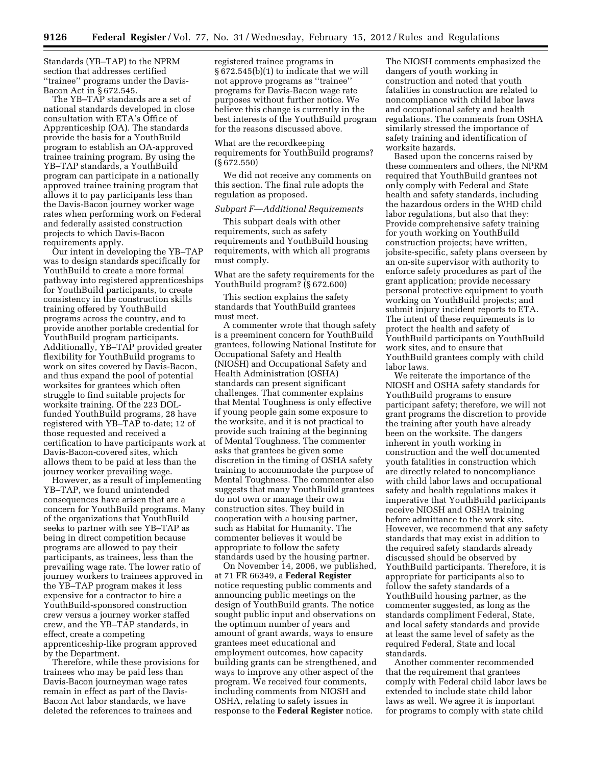Standards (YB–TAP) to the NPRM section that addresses certified ''trainee'' programs under the Davis-Bacon Act in § 672.545.

The YB–TAP standards are a set of national standards developed in close consultation with ETA's Office of Apprenticeship (OA). The standards provide the basis for a YouthBuild program to establish an OA-approved trainee training program. By using the YB–TAP standards, a YouthBuild program can participate in a nationally approved trainee training program that allows it to pay participants less than the Davis-Bacon journey worker wage rates when performing work on Federal and federally assisted construction projects to which Davis-Bacon requirements apply.

Our intent in developing the YB–TAP was to design standards specifically for YouthBuild to create a more formal pathway into registered apprenticeships for YouthBuild participants, to create consistency in the construction skills training offered by YouthBuild programs across the country, and to provide another portable credential for YouthBuild program participants. Additionally, YB–TAP provided greater flexibility for YouthBuild programs to work on sites covered by Davis-Bacon, and thus expand the pool of potential worksites for grantees which often struggle to find suitable projects for worksite training. Of the 223 DOL-funded YouthBuild programs, 28 have registered with YB–TAP to-date; 12 of those requested and received a certification to have participants work at Davis-Bacon-covered sites, which allows them to be paid at less than the journey worker prevailing wage.

However, as a result of implementing YB–TAP, we found unintended consequences have arisen that are a concern for YouthBuild programs. Many of the organizations that YouthBuild seeks to partner with see YB–TAP as being in direct competition because programs are allowed to pay their participants, as trainees, less than the prevailing wage rate. The lower ratio of journey workers to trainees approved in the YB–TAP program makes it less expensive for a contractor to hire a YouthBuild-sponsored construction crew versus a journey worker staffed crew, and the YB–TAP standards, in effect, create a competing apprenticeship-like program approved by the Department.

Therefore, while these provisions for trainees who may be paid less than Davis-Bacon journeyman wage rates remain in effect as part of the Davis-Bacon Act labor standards, we have deleted the references to trainees and registered trainee programs in § 672.545(b)(1) to indicate that we will not approve programs as ''trainee'' programs for Davis-Bacon wage rate purposes without further notice. We believe this change is currently in the best interests of the YouthBuild program for the reasons discussed above.

What are the recordkeeping requirements for YouthBuild programs? (§ 672.550)

We did not receive any comments on this section. The final rule adopts the regulation as proposed.

*Subpart F—Additional Requirements*

This subpart deals with other requirements, such as safety requirements and YouthBuild housing requirements, with which all programs must comply.

What are the safety requirements for the YouthBuild program? (§ 672.600)

This section explains the safety standards that YouthBuild grantees must meet.

A commenter wrote that though safety is a preeminent concern for YouthBuild grantees, following National Institute for Occupational Safety and Health (NIOSH) and Occupational Safety and Health Administration (OSHA) standards can present significant challenges. That commenter explains that Mental Toughness is only effective if young people gain some exposure to the worksite, and it is not practical to provide such training at the beginning of Mental Toughness. The commenter asks that grantees be given some discretion in the timing of OSHA safety training to accommodate the purpose of Mental Toughness. The commenter also suggests that many YouthBuild grantees do not own or manage their own construction sites. They build in cooperation with a housing partner, such as Habitat for Humanity. The commenter believes it would be appropriate to follow the safety standards used by the housing partner.

On November 14, 2006, we published, at 71 FR 66349, a **Federal Register** notice requesting public comments and announcing public meetings on the design of YouthBuild grants. The notice sought public input and observations on the optimum number of years and amount of grant awards, ways to ensure grantees meet educational and employment outcomes, how capacity building grants can be strengthened, and ways to improve any other aspect of the program. We received four comments, including comments from NIOSH and OSHA, relating to safety issues in response to the **Federal Register** notice. The NIOSH comments emphasized the dangers of youth working in construction and noted that youth fatalities in construction are related to noncompliance with child labor laws and occupational safety and health regulations. The comments from OSHA similarly stressed the importance of safety training and identification of worksite hazards.

Based upon the concerns raised by these commenters and others, the NPRM required that YouthBuild grantees not only comply with Federal and State health and safety standards, including the hazardous orders in the WHD child labor regulations, but also that they: Provide comprehensive safety training for youth working on YouthBuild construction projects; have written, jobsite-specific, safety plans overseen by an on-site supervisor with authority to enforce safety procedures as part of the grant application; provide necessary personal protective equipment to youth working on YouthBuild projects; and submit injury incident reports to ETA. The intent of these requirements is to protect the health and safety of YouthBuild participants on YouthBuild work sites, and to ensure that YouthBuild grantees comply with child labor laws.

We reiterate the importance of the NIOSH and OSHA safety standards for YouthBuild programs to ensure participant safety; therefore, we will not grant programs the discretion to provide the training after youth have already been on the worksite. The dangers inherent in youth working in construction and the well documented youth fatalities in construction which are directly related to noncompliance with child labor laws and occupational safety and health regulations makes it imperative that YouthBuild participants receive NIOSH and OSHA training before admittance to the work site. However, we recommend that any safety standards that may exist in addition to the required safety standards already discussed should be observed by YouthBuild participants. Therefore, it is appropriate for participants also to follow the safety standards of a YouthBuild housing partner, as the commenter suggested, as long as the standards compliment Federal, State, and local safety standards and provide at least the same level of safety as the required Federal, State and local standards.

Another commenter recommended that the requirement that grantees comply with Federal child labor laws be extended to include state child labor laws as well. We agree it is important for programs to comply with state child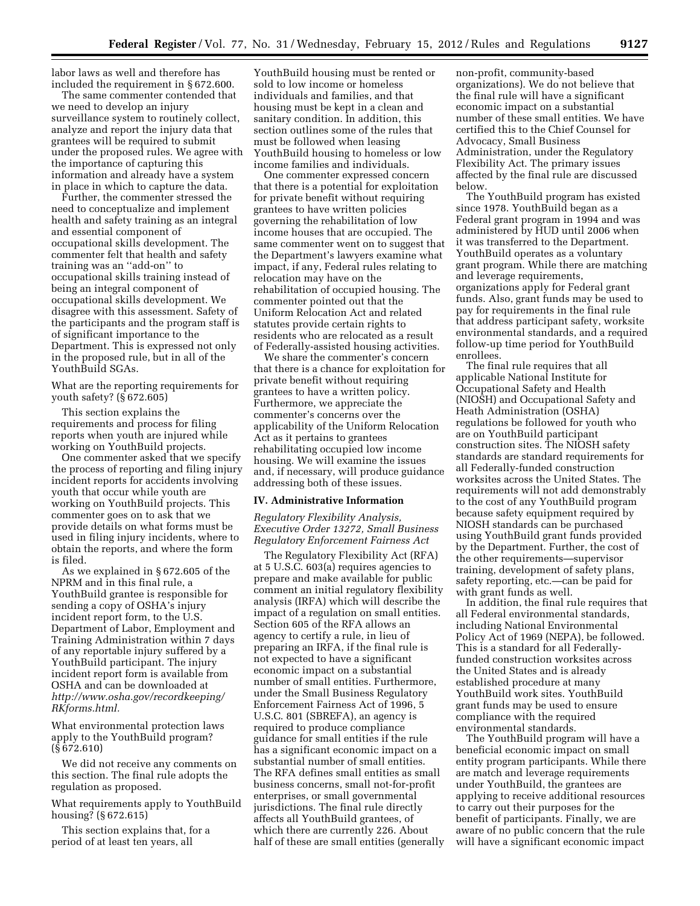labor laws as well and therefore has included the requirement in § 672.600.

The same commenter contended that we need to develop an injury surveillance system to routinely collect, analyze and report the injury data that grantees will be required to submit under the proposed rules. We agree with the importance of capturing this information and already have a system in place in which to capture the data.

Further, the commenter stressed the need to conceptualize and implement health and safety training as an integral and essential component of occupational skills development. The commenter felt that health and safety training was an ''add-on'' to occupational skills training instead of being an integral component of occupational skills development. We disagree with this assessment. Safety of the participants and the program staff is of significant importance to the Department. This is expressed not only in the proposed rule, but in all of the YouthBuild SGAs.

What are the reporting requirements for youth safety? (§ 672.605)

This section explains the requirements and process for filing reports when youth are injured while working on YouthBuild projects.

One commenter asked that we specify the process of reporting and filing injury incident reports for accidents involving youth that occur while youth are working on YouthBuild projects. This commenter goes on to ask that we provide details on what forms must be used in filing injury incidents, where to obtain the reports, and where the form is filed.

As we explained in § 672.605 of the NPRM and in this final rule, a YouthBuild grantee is responsible for sending a copy of OSHA's injury incident report form, to the U.S. Department of Labor, Employment and Training Administration within 7 days of any reportable injury suffered by a YouthBuild participant. The injury incident report form is available from OSHA and can be downloaded at *http://www.osha.gov/recordkeeping/RKforms.html.*

What environmental protection laws apply to the YouthBuild program? (§ 672.610)

We did not receive any comments on this section. The final rule adopts the regulation as proposed.

What requirements apply to YouthBuild housing? (§ 672.615)

This section explains that, for a period of at least ten years, all YouthBuild housing must be rented or sold to low income or homeless individuals and families, and that housing must be kept in a clean and sanitary condition. In addition, this section outlines some of the rules that must be followed when leasing YouthBuild housing to homeless or low income families and individuals.

One commenter expressed concern that there is a potential for exploitation for private benefit without requiring grantees to have written policies governing the rehabilitation of low income houses that are occupied. The same commenter went on to suggest that the Department's lawyers examine what impact, if any, Federal rules relating to relocation may have on the rehabilitation of occupied housing. The commenter pointed out that the Uniform Relocation Act and related statutes provide certain rights to residents who are relocated as a result of Federally-assisted housing activities.

We share the commenter's concern that there is a chance for exploitation for private benefit without requiring grantees to have a written policy. Furthermore, we appreciate the commenter's concerns over the applicability of the Uniform Relocation Act as it pertains to grantees rehabilitating occupied low income housing. We will examine the issues and, if necessary, will produce guidance addressing both of these issues.

## IV. Administrative Information

*Regulatory Flexibility Analysis, Executive Order 13272, Small Business Regulatory Enforcement Fairness Act*

The Regulatory Flexibility Act (RFA) at 5 U.S.C. 603(a) requires agencies to prepare and make available for public comment an initial regulatory flexibility analysis (IRFA) which will describe the impact of a regulation on small entities. Section 605 of the RFA allows an agency to certify a rule, in lieu of preparing an IRFA, if the final rule is not expected to have a significant economic impact on a substantial number of small entities. Furthermore, under the Small Business Regulatory Enforcement Fairness Act of 1996, 5 U.S.C. 801 (SBREFA), an agency is required to produce compliance guidance for small entities if the rule has a significant economic impact on a substantial number of small entities. The RFA defines small entities as small business concerns, small not-for-profit enterprises, or small governmental jurisdictions. The final rule directly affects all YouthBuild grantees, of which there are currently 226. About half of these are small entities (generally non-profit, community-based organizations). We do not believe that the final rule will have a significant economic impact on a substantial number of these small entities. We have certified this to the Chief Counsel for Advocacy, Small Business Administration, under the Regulatory Flexibility Act. The primary issues affected by the final rule are discussed below.

The YouthBuild program has existed since 1978. YouthBuild began as a Federal grant program in 1994 and was administered by HUD until 2006 when it was transferred to the Department. YouthBuild operates as a voluntary grant program. While there are matching and leverage requirements, organizations apply for Federal grant funds. Also, grant funds may be used to pay for requirements in the final rule that address participant safety, worksite environmental standards, and a required follow-up time period for YouthBuild enrollees.

The final rule requires that all applicable National Institute for Occupational Safety and Health (NIOSH) and Occupational Safety and Heath Administration (OSHA) regulations be followed for youth who are on YouthBuild participant construction sites. The NIOSH safety standards are standard requirements for all Federally-funded construction worksites across the United States. The requirements will not add demonstrably to the cost of any YouthBuild program because safety equipment required by NIOSH standards can be purchased using YouthBuild grant funds provided by the Department. Further, the cost of the other requirements—supervisor training, development of safety plans, safety reporting, etc.—can be paid for with grant funds as well.

In addition, the final rule requires that all Federal environmental standards, including National Environmental Policy Act of 1969 (NEPA), be followed. This is a standard for all Federally-funded construction worksites across the United States and is already established procedure at many YouthBuild work sites. YouthBuild grant funds may be used to ensure compliance with the required environmental standards.

The YouthBuild program will have a beneficial economic impact on small entity program participants. While there are match and leverage requirements under YouthBuild, the grantees are applying to receive additional resources to carry out their purposes for the benefit of participants. Finally, we are aware of no public concern that the rule will have a significant economic impact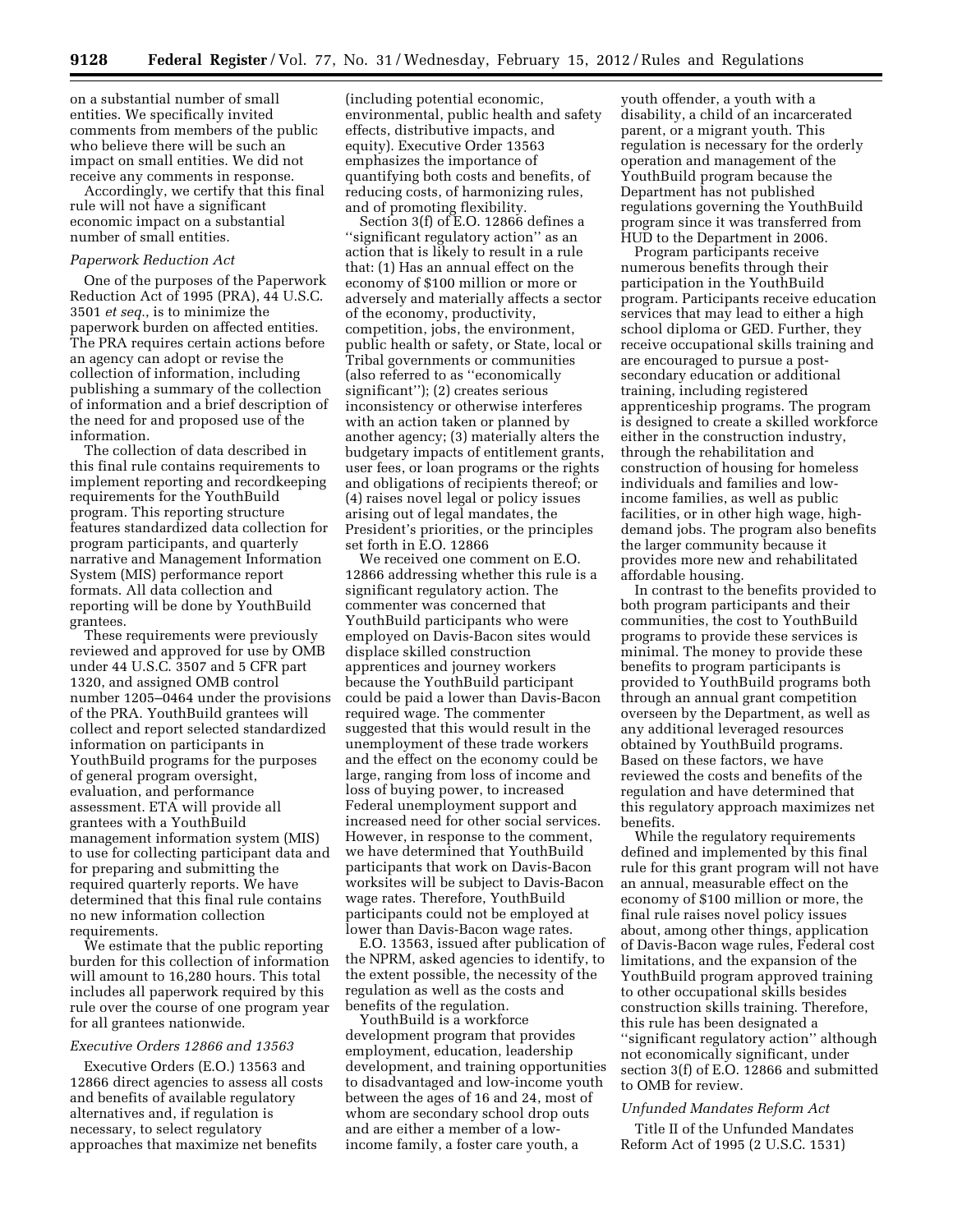on a substantial number of small entities. We specifically invited comments from members of the public who believe there will be such an impact on small entities. We did not receive any comments in response.

Accordingly, we certify that this final rule will not have a significant economic impact on a substantial number of small entities.

*Paperwork Reduction Act*

One of the purposes of the Paperwork Reduction Act of 1995 (PRA), 44 U.S.C. 3501 *et seq.*, is to minimize the paperwork burden on affected entities. The PRA requires certain actions before an agency can adopt or revise the collection of information, including publishing a summary of the collection of information and a brief description of the need for and proposed use of the information.

The collection of data described in this final rule contains requirements to implement reporting and recordkeeping requirements for the YouthBuild program. This reporting structure features standardized data collection for program participants, and quarterly narrative and Management Information System (MIS) performance report formats. All data collection and reporting will be done by YouthBuild grantees.

These requirements were previously reviewed and approved for use by OMB under 44 U.S.C. 3507 and 5 CFR part 1320, and assigned OMB control number 1205–0464 under the provisions of the PRA. YouthBuild grantees will collect and report selected standardized information on participants in YouthBuild programs for the purposes of general program oversight, evaluation, and performance assessment. ETA will provide all grantees with a YouthBuild management information system (MIS) to use for collecting participant data and for preparing and submitting the required quarterly reports. We have determined that this final rule contains no new information collection requirements.

We estimate that the public reporting burden for this collection of information will amount to 16,280 hours. This total includes all paperwork required by this rule over the course of one program year for all grantees nationwide.

*Executive Orders 12866 and 13563*

Executive Orders (E.O.) 13563 and 12866 direct agencies to assess all costs and benefits of available regulatory alternatives and, if regulation is necessary, to select regulatory approaches that maximize net benefits (including potential economic, environmental, public health and safety effects, distributive impacts, and equity). Executive Order 13563 emphasizes the importance of quantifying both costs and benefits, of reducing costs, of harmonizing rules, and of promoting flexibility.

Section 3(f) of E.O. 12866 defines a "significant regulatory action" as an action that is likely to result in a rule that: (1) Has an annual effect on the economy of $100 million or more or adversely and materially affects a sector of the economy, productivity, competition, jobs, the environment, public health or safety, or State, local or Tribal governments or communities (also referred to as "economically significant"); (2) creates serious inconsistency or otherwise interferes with an action taken or planned by another agency; (3) materially alters the budgetary impacts of entitlement grants, user fees, or loan programs or the rights and obligations of recipients thereof; or (4) raises novel legal or policy issues arising out of legal mandates, the President's priorities, or the principles set forth in E.O. 12866

We received one comment on E.O. 12866 addressing whether this rule is a significant regulatory action. The commenter was concerned that YouthBuild participants who were employed on Davis-Bacon sites would displace skilled construction apprentices and journey workers because the YouthBuild participant could be paid a lower than Davis-Bacon required wage. The commenter suggested that this would result in the unemployment of these trade workers and the effect on the economy could be large, ranging from loss of income and loss of buying power, to increased Federal unemployment support and increased need for other social services. However, in response to the comment, we have determined that YouthBuild participants that work on Davis-Bacon worksites will be subject to Davis-Bacon wage rates. Therefore, YouthBuild participants could not be employed at lower than Davis-Bacon wage rates.

E.O. 13563, issued after publication of the NPRM, asked agencies to identify, to the extent possible, the necessity of the regulation as well as the costs and benefits of the regulation.

YouthBuild is a workforce development program that provides employment, education, leadership development, and training opportunities to disadvantaged and low-income youth between the ages of 16 and 24, most of whom are secondary school drop outs and are either a member of a low-income family, a foster care youth, a youth offender, a youth with a disability, a child of an incarcerated parent, or a migrant youth. This regulation is necessary for the orderly operation and management of the YouthBuild program because the Department has not published regulations governing the YouthBuild program since it was transferred from HUD to the Department in 2006.

Program participants receive numerous benefits through their participation in the YouthBuild program. Participants receive education services that may lead to either a high school diploma or GED. Further, they receive occupational skills training and are encouraged to pursue a post-secondary education or additional training, including registered apprenticeship programs. The program is designed to create a skilled workforce either in the construction industry, through the rehabilitation and construction of housing for homeless individuals and families and low-income families, as well as public facilities, or in other high wage, high-demand jobs. The program also benefits the larger community because it provides more new and rehabilitated affordable housing.

In contrast to the benefits provided to both program participants and their communities, the cost to YouthBuild programs to provide these services is minimal. The money to provide these benefits to program participants is provided to YouthBuild programs both through an annual grant competition overseen by the Department, as well as any additional leveraged resources obtained by YouthBuild programs. Based on these factors, we have reviewed the costs and benefits of the regulation and have determined that this regulatory approach maximizes net benefits.

While the regulatory requirements defined and implemented by this final rule for this grant program will not have an annual, measurable effect on the economy of $100 million or more, the final rule raises novel policy issues about, among other things, application of Davis-Bacon wage rules, Federal cost limitations, and the expansion of the YouthBuild program approved training to other occupational skills besides construction skills training. Therefore, this rule has been designated a "significant regulatory action" although not economically significant, under section 3(f) of E.O. 12866 and submitted to OMB for review.

*Unfunded Mandates Reform Act*

Title II of the Unfunded Mandates Reform Act of 1995 (2 U.S.C. 1531)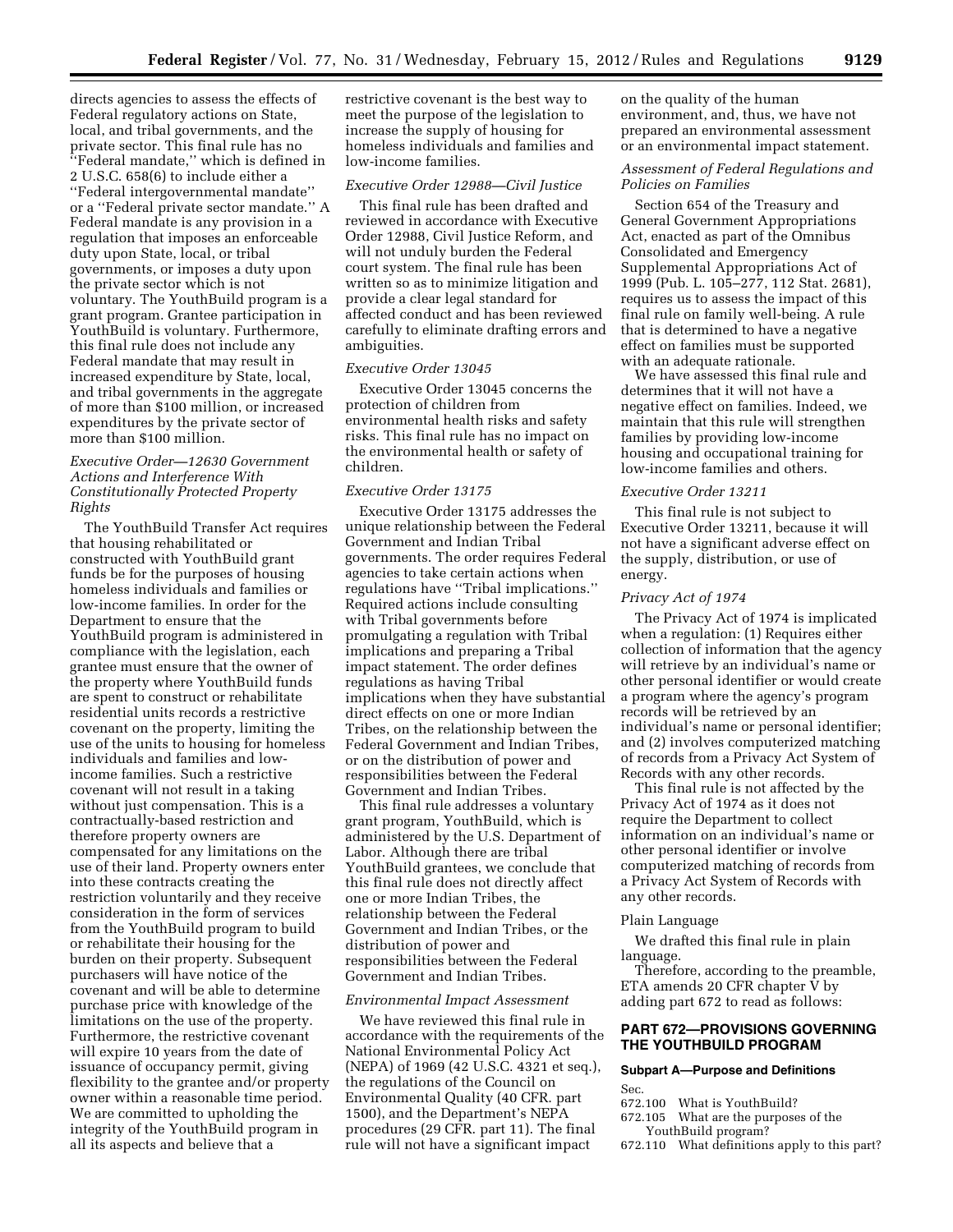directs agencies to assess the effects of Federal regulatory actions on State, local, and tribal governments, and the private sector. This final rule has no "Federal mandate," which is defined in 2 U.S.C. 658(6) to include either a "Federal intergovernmental mandate" or a "Federal private sector mandate." A Federal mandate is any provision in a regulation that imposes an enforceable duty upon State, local, or tribal governments, or imposes a duty upon the private sector which is not voluntary. The YouthBuild program is a grant program. Grantee participation in YouthBuild is voluntary. Furthermore, this final rule does not include any Federal mandate that may result in increased expenditure by State, local, and tribal governments in the aggregate of more than $100 million, or increased expenditures by the private sector of more than $100 million.

*Executive Order—12630 Government Actions and Interference With Constitutionally Protected Property Rights*

The YouthBuild Transfer Act requires that housing rehabilitated or constructed with YouthBuild grant funds be for the purposes of housing homeless individuals and families or low-income families. In order for the Department to ensure that the YouthBuild program is administered in compliance with the legislation, each grantee must ensure that the owner of the property where YouthBuild funds are spent to construct or rehabilitate residential units records a restrictive covenant on the property, limiting the use of the units to housing for homeless individuals and families and low-income families. Such a restrictive covenant will not result in a taking without just compensation. This is a contractually-based restriction and therefore property owners are compensated for any limitations on the use of their land. Property owners enter into these contracts creating the restriction voluntarily and they receive consideration in the form of services from the YouthBuild program to build or rehabilitate their housing for the burden on their property. Subsequent purchasers will have notice of the covenant and will be able to determine purchase price with knowledge of the limitations on the use of the property. Furthermore, the restrictive covenant will expire 10 years from the date of issuance of occupancy permit, giving flexibility to the grantee and/or property owner within a reasonable time period. We are committed to upholding the integrity of the YouthBuild program in all its aspects and believe that a restrictive covenant is the best way to meet the purpose of the legislation to increase the supply of housing for homeless individuals and families and low-income families.

*Executive Order 12988—Civil Justice*

This final rule has been drafted and reviewed in accordance with Executive Order 12988, Civil Justice Reform, and will not unduly burden the Federal court system. The final rule has been written so as to minimize litigation and provide a clear legal standard for affected conduct and has been reviewed carefully to eliminate drafting errors and ambiguities.

*Executive Order 13045*

Executive Order 13045 concerns the protection of children from environmental health risks and safety risks. This final rule has no impact on the environmental health or safety of children.

*Executive Order 13175*

Executive Order 13175 addresses the unique relationship between the Federal Government and Indian Tribal governments. The order requires Federal agencies to take certain actions when regulations have "Tribal implications." Required actions include consulting with Tribal governments before promulgating a regulation with Tribal implications and preparing a Tribal impact statement. The order defines regulations as having Tribal implications when they have substantial direct effects on one or more Indian Tribes, on the relationship between the Federal Government and Indian Tribes, or on the distribution of power and responsibilities between the Federal Government and Indian Tribes.

This final rule addresses a voluntary grant program, YouthBuild, which is administered by the U.S. Department of Labor. Although there are tribal YouthBuild grantees, we conclude that this final rule does not directly affect one or more Indian Tribes, the relationship between the Federal Government and Indian Tribes, or the distribution of power and responsibilities between the Federal Government and Indian Tribes.

*Environmental Impact Assessment*

We have reviewed this final rule in accordance with the requirements of the National Environmental Policy Act (NEPA) of 1969 (42 U.S.C. 4321 et seq.), the regulations of the Council on Environmental Quality (40 CFR. part 1500), and the Department's NEPA procedures (29 CFR. part 11). The final rule will not have a significant impact on the quality of the human environment, and, thus, we have not prepared an environmental assessment or an environmental impact statement.

*Assessment of Federal Regulations and Policies on Families*

Section 654 of the Treasury and General Government Appropriations Act, enacted as part of the Omnibus Consolidated and Emergency Supplemental Appropriations Act of 1999 (Pub. L. 105–277, 112 Stat. 2681), requires us to assess the impact of this final rule on family well-being. A rule that is determined to have a negative effect on families must be supported with an adequate rationale.

We have assessed this final rule and determines that it will not have a negative effect on families. Indeed, we maintain that this rule will strengthen families by providing low-income housing and occupational training for low-income families and others.

*Executive Order 13211*

This final rule is not subject to Executive Order 13211, because it will not have a significant adverse effect on the supply, distribution, or use of energy.

*Privacy Act of 1974*

The Privacy Act of 1974 is implicated when a regulation: (1) Requires either collection of information that the agency will retrieve by an individual's name or other personal identifier or would create a program where the agency's program records will be retrieved by an individual's name or personal identifier; and (2) involves computerized matching of records from a Privacy Act System of Records with any other records.

This final rule is not affected by the Privacy Act of 1974 as it does not require the Department to collect information on an individual's name or other personal identifier or involve computerized matching of records from a Privacy Act System of Records with any other records.

Plain Language

We drafted this final rule in plain language.

Therefore, according to the preamble, ETA amends 20 CFR chapter V by adding part 672 to read as follows:

## PART 672—PROVISIONS GOVERNING THE YOUTHBUILD PROGRAM

### Subpart A—Purpose and Definitions

Sec.
672.100 What is YouthBuild?
672.105 What are the purposes of the YouthBuild program?
672.110 What definitions apply to this part?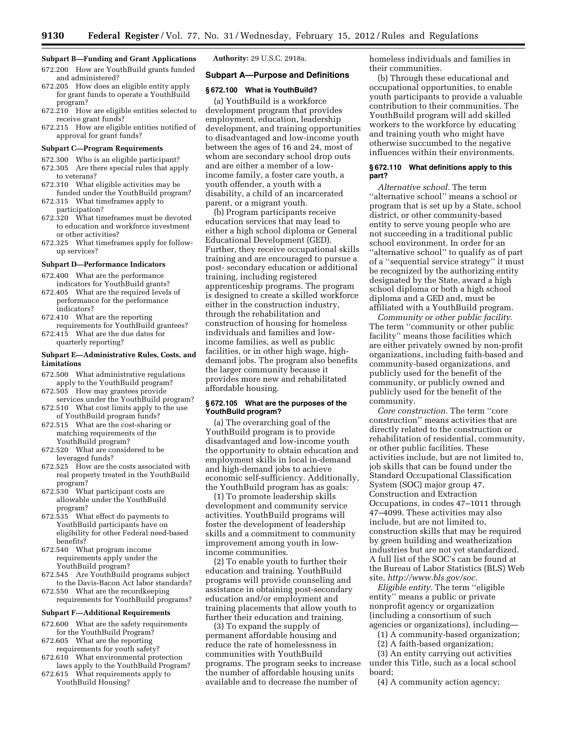**Subpart B—Funding and Grant Applications**

672.200 How are YouthBuild grants funded and administered?
672.205 How does an eligible entity apply for grant funds to operate a YouthBuild program?
672.210 How are eligible entities selected to receive grant funds?
672.215 How are eligible entities notified of approval for grant funds?

**Subpart C—Program Requirements**

672.300 Who is an eligible participant?
672.305 Are there special rules that apply to veterans?
672.310 What eligible activities may be funded under the YouthBuild program?
672.315 What timeframes apply to participation?
672.320 What timeframes must be devoted to education and workforce investment or other activities?
672.325 What timeframes apply for follow-up services?

**Subpart D—Performance Indicators**

672.400 What are the performance indicators for YouthBuild grants?
672.405 What are the required levels of performance for the performance indicators?
672.410 What are the reporting requirements for YouthBuild grantees?
672.415 What are the due dates for quarterly reporting?

**Subpart E—Administrative Rules, Costs, and Limitations**

672.500 What administrative regulations apply to the YouthBuild program?
672.505 How may grantees provide services under the YouthBuild program?
672.510 What cost limits apply to the use of YouthBuild program funds?
672.515 What are the cost-sharing or matching requirements of the YouthBuild program?
672.520 What are considered to be leveraged funds?
672.525 How are the costs associated with real property treated in the YouthBuild program?
672.530 What participant costs are allowable under the YouthBuild program?
672.535 What effect do payments to YouthBuild participants have on eligibility for other Federal need-based benefits?
672.540 What program income requirements apply under the YouthBuild program?
672.545 Are YouthBuild programs subject to the Davis-Bacon Act labor standards?
672.550 What are the recordkeeping requirements for YouthBuild programs?

**Subpart F—Additional Requirements**

672.600 What are the safety requirements for the YouthBuild Program?
672.605 What are the reporting requirements for youth safety?
672.610 What environmental protection laws apply to the YouthBuild Program?
672.615 What requirements apply to YouthBuild Housing?

**Authority:** 29 U.S.C. 2918a.

## Subpart A—Purpose and Definitions

### § 672.100 What is YouthBuild?

(a) YouthBuild is a workforce development program that provides employment, education, leadership development, and training opportunities to disadvantaged and low-income youth between the ages of 16 and 24, most of whom are secondary school drop outs and are either a member of a low-income family, a foster care youth, a youth offender, a youth with a disability, a child of an incarcerated parent, or a migrant youth.

(b) Program participants receive education services that may lead to either a high school diploma or General Educational Development (GED). Further, they receive occupational skills training and are encouraged to pursue a post- secondary education or additional training, including registered apprenticeship programs. The program is designed to create a skilled workforce either in the construction industry, through the rehabilitation and construction of housing for homeless individuals and families and low-income families, as well as public facilities, or in other high wage, high-demand jobs. The program also benefits the larger community because it provides more new and rehabilitated affordable housing.

### § 672.105 What are the purposes of the YouthBuild program?

(a) The overarching goal of the YouthBuild program is to provide disadvantaged and low-income youth the opportunity to obtain education and employment skills in local in-demand and high-demand jobs to achieve economic self-sufficiency. Additionally, the YouthBuild program has as goals:

(1) To promote leadership skills development and community service activities. YouthBuild programs will foster the development of leadership skills and a commitment to community improvement among youth in low-income communities.

(2) To enable youth to further their education and training. YouthBuild programs will provide counseling and assistance in obtaining post-secondary education and/or employment and training placements that allow youth to further their education and training.

(3) To expand the supply of permanent affordable housing and reduce the rate of homelessness in communities with YouthBuild programs. The program seeks to increase the number of affordable housing units available and to decrease the number of homeless individuals and families in their communities.

(b) Through these educational and occupational opportunities, to enable youth participants to provide a valuable contribution to their communities. The YouthBuild program will add skilled workers to the workforce by educating and training youth who might have otherwise succumbed to the negative influences within their environments.

### § 672.110 What definitions apply to this part?

*Alternative school.* The term "alternative school" means a school or program that is set up by a State, school district, or other community-based entity to serve young people who are not succeeding in a traditional public school environment. In order for an "alternative school" to qualify as of part of a "sequential service strategy" it must be recognized by the authorizing entity designated by the State, award a high school diploma or both a high school diploma and a GED and, must be affiliated with a YouthBuild program.

*Community or other public facility.* The term "community or other public facility" means those facilities which are either privately owned by non-profit organizations, including faith-based and community-based organizations, and publicly used for the benefit of the community, or publicly owned and publicly used for the benefit of the community.

*Core construction.* The term "core construction" means activities that are directly related to the construction or rehabilitation of residential, community, or other public facilities. These activities include, but are not limited to, job skills that can be found under the Standard Occupational Classification System (SOC) major group 47, Construction and Extraction Occupations, in codes 47–1011 through 47–4099. These activities may also include, but are not limited to, construction skills that may be required by green building and weatherization industries but are not yet standardized. A full list of the SOC's can be found at the Bureau of Labor Statistics (BLS) Web site, *http://www.bls.gov/soc.*

*Eligible entity.* The term "eligible entity" means a public or private nonprofit agency or organization (including a consortium of such agencies or organizations), including—

(1) A community-based organization;

(2) A faith-based organization;

(3) An entity carrying out activities under this Title, such as a local school board;

(4) A community action agency;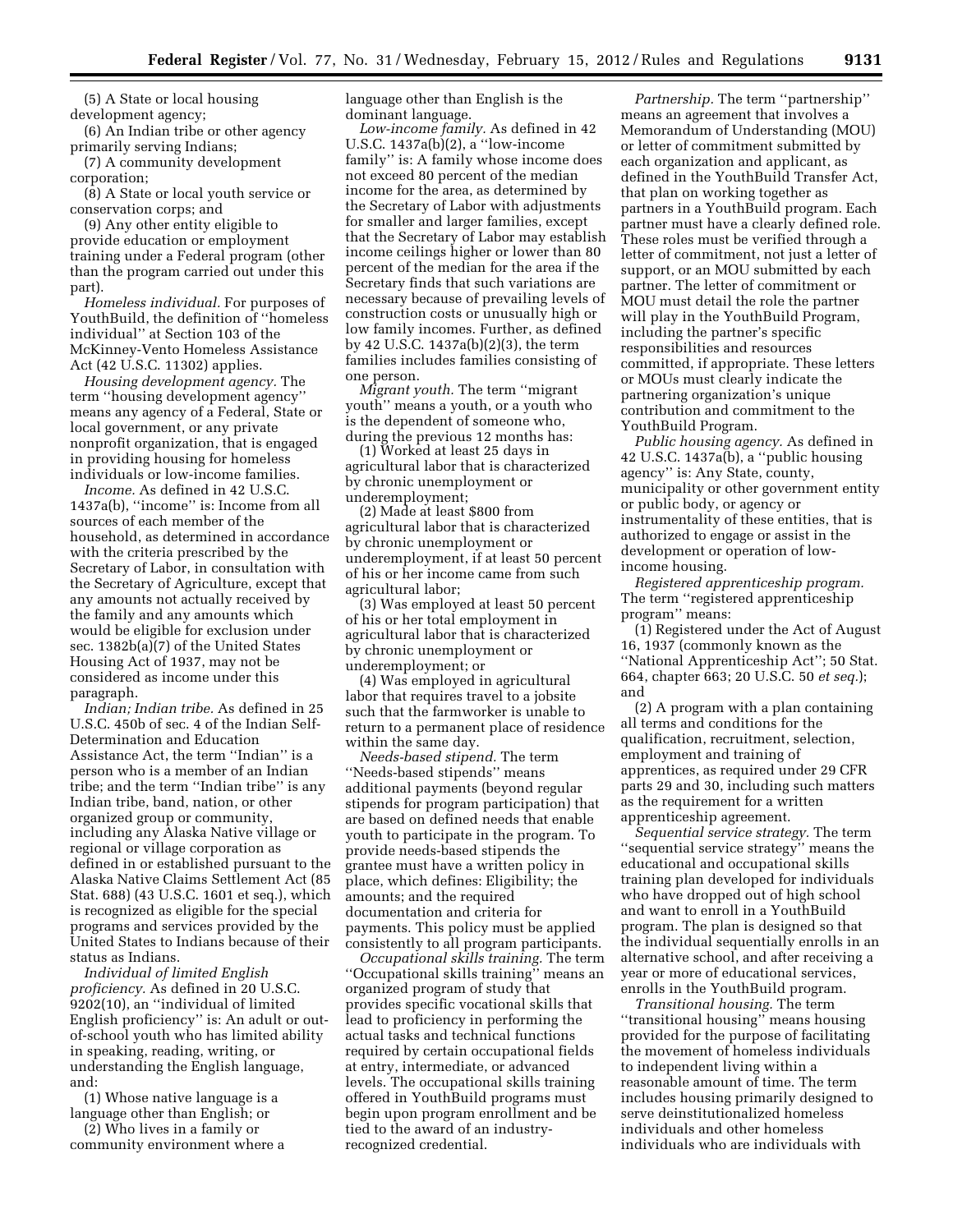(5) A State or local housing development agency;

(6) An Indian tribe or other agency primarily serving Indians;

(7) A community development corporation;

(8) A State or local youth service or conservation corps; and

(9) Any other entity eligible to provide education or employment training under a Federal program (other than the program carried out under this part).

*Homeless individual.* For purposes of YouthBuild, the definition of ''homeless individual'' at Section 103 of the McKinney-Vento Homeless Assistance Act (42 U.S.C. 11302) applies.

*Housing development agency.* The term ''housing development agency'' means any agency of a Federal, State or local government, or any private nonprofit organization, that is engaged in providing housing for homeless individuals or low-income families.

*Income.* As defined in 42 U.S.C. 1437a(b), ''income'' is: Income from all sources of each member of the household, as determined in accordance with the criteria prescribed by the Secretary of Labor, in consultation with the Secretary of Agriculture, except that any amounts not actually received by the family and any amounts which would be eligible for exclusion under sec. 1382b(a)(7) of the United States Housing Act of 1937, may not be considered as income under this paragraph.

*Indian; Indian tribe.* As defined in 25 U.S.C. 450b of sec. 4 of the Indian Self-Determination and Education Assistance Act, the term ''Indian'' is a person who is a member of an Indian tribe; and the term ''Indian tribe'' is any Indian tribe, band, nation, or other organized group or community, including any Alaska Native village or regional or village corporation as defined in or established pursuant to the Alaska Native Claims Settlement Act (85 Stat. 688) (43 U.S.C. 1601 et seq.), which is recognized as eligible for the special programs and services provided by the United States to Indians because of their status as Indians.

*Individual of limited English proficiency.* As defined in 20 U.S.C. 9202(10), an ''individual of limited English proficiency'' is: An adult or out-of-school youth who has limited ability in speaking, reading, writing, or understanding the English language, and:

(1) Whose native language is a language other than English; or

(2) Who lives in a family or community environment where a language other than English is the dominant language.

*Low-income family.* As defined in 42 U.S.C. 1437a(b)(2), a ''low-income family'' is: A family whose income does not exceed 80 percent of the median income for the area, as determined by the Secretary of Labor with adjustments for smaller and larger families, except that the Secretary of Labor may establish income ceilings higher or lower than 80 percent of the median for the area if the Secretary finds that such variations are necessary because of prevailing levels of construction costs or unusually high or low family incomes. Further, as defined by 42 U.S.C. 1437a(b)(2)(3), the term families includes families consisting of one person.

*Migrant youth.* The term ''migrant youth'' means a youth, or a youth who is the dependent of someone who, during the previous 12 months has:

(1) Worked at least 25 days in agricultural labor that is characterized by chronic unemployment or underemployment;

(2) Made at least $800 from agricultural labor that is characterized by chronic unemployment or underemployment, if at least 50 percent of his or her income came from such agricultural labor;

(3) Was employed at least 50 percent of his or her total employment in agricultural labor that is characterized by chronic unemployment or underemployment; or

(4) Was employed in agricultural labor that requires travel to a jobsite such that the farmworker is unable to return to a permanent place of residence within the same day.

*Needs-based stipend.* The term ''Needs-based stipends'' means additional payments (beyond regular stipends for program participation) that are based on defined needs that enable youth to participate in the program. To provide needs-based stipends the grantee must have a written policy in place, which defines: Eligibility; the amounts; and the required documentation and criteria for payments. This policy must be applied consistently to all program participants.

*Occupational skills training.* The term ''Occupational skills training'' means an organized program of study that provides specific vocational skills that lead to proficiency in performing the actual tasks and technical functions required by certain occupational fields at entry, intermediate, or advanced levels. The occupational skills training offered in YouthBuild programs must begin upon program enrollment and be tied to the award of an industry-recognized credential.

*Partnership.* The term ''partnership'' means an agreement that involves a Memorandum of Understanding (MOU) or letter of commitment submitted by each organization and applicant, as defined in the YouthBuild Transfer Act, that plan on working together as partners in a YouthBuild program. Each partner must have a clearly defined role. These roles must be verified through a letter of commitment, not just a letter of support, or an MOU submitted by each partner. The letter of commitment or MOU must detail the role the partner will play in the YouthBuild Program, including the partner's specific responsibilities and resources committed, if appropriate. These letters or MOUs must clearly indicate the partnering organization's unique contribution and commitment to the YouthBuild Program.

*Public housing agency.* As defined in 42 U.S.C. 1437a(b), a ''public housing agency'' is: Any State, county, municipality or other government entity or public body, or agency or instrumentality of these entities, that is authorized to engage or assist in the development or operation of low-income housing.

*Registered apprenticeship program.* The term ''registered apprenticeship program'' means:

(1) Registered under the Act of August 16, 1937 (commonly known as the ''National Apprenticeship Act''; 50 Stat. 664, chapter 663; 20 U.S.C. 50 *et seq.*); and

(2) A program with a plan containing all terms and conditions for the qualification, recruitment, selection, employment and training of apprentices, as required under 29 CFR parts 29 and 30, including such matters as the requirement for a written apprenticeship agreement.

*Sequential service strategy.* The term ''sequential service strategy'' means the educational and occupational skills training plan developed for individuals who have dropped out of high school and want to enroll in a YouthBuild program. The plan is designed so that the individual sequentially enrolls in an alternative school, and after receiving a year or more of educational services, enrolls in the YouthBuild program.

*Transitional housing.* The term ''transitional housing'' means housing provided for the purpose of facilitating the movement of homeless individuals to independent living within a reasonable amount of time. The term includes housing primarily designed to serve deinstitutionalized homeless individuals and other homeless individuals who are individuals with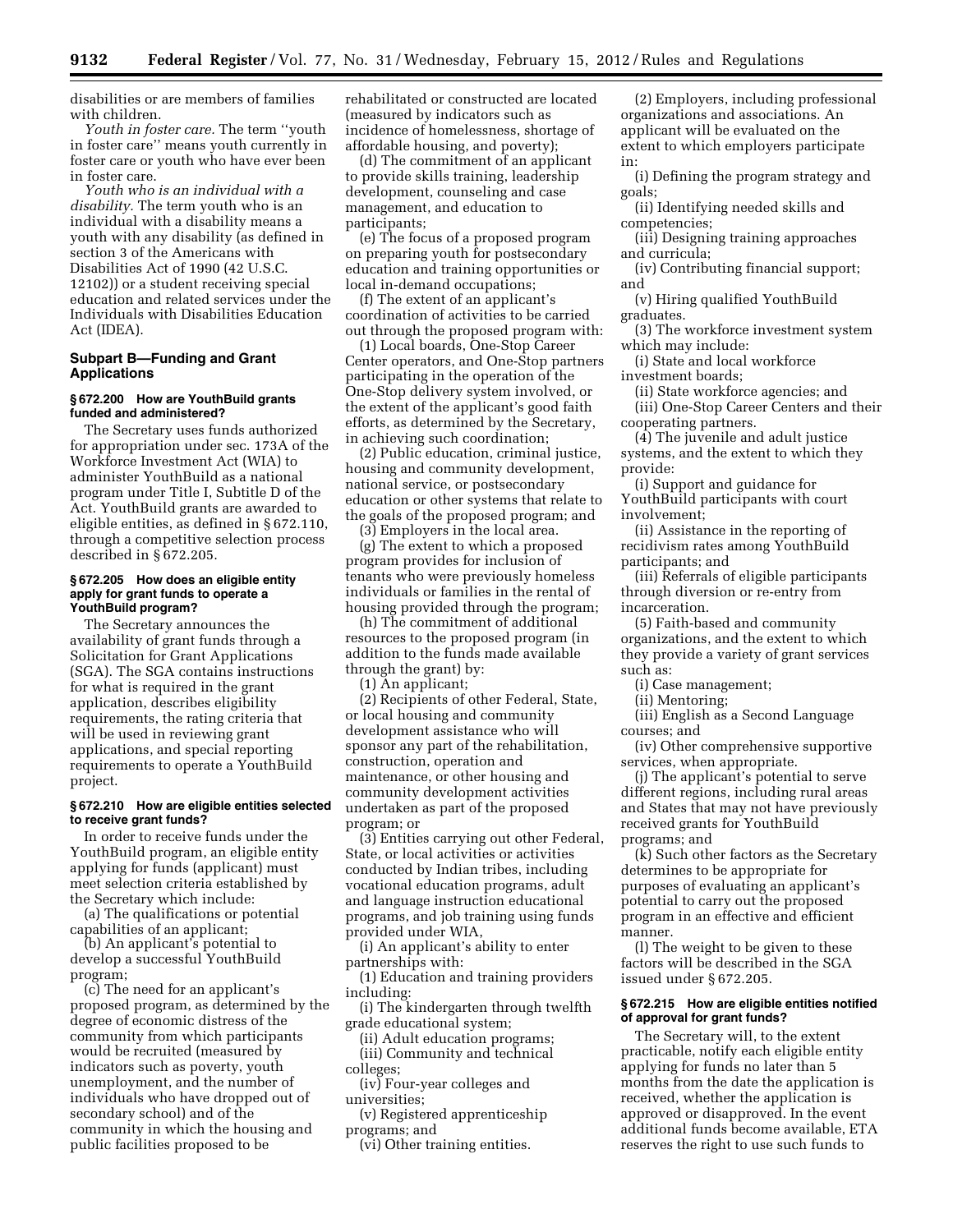disabilities or are members of families with children.

*Youth in foster care.* The term ''youth in foster care'' means youth currently in foster care or youth who have ever been in foster care.

*Youth who is an individual with a disability.* The term youth who is an individual with a disability means a youth with any disability (as defined in section 3 of the Americans with Disabilities Act of 1990 (42 U.S.C. 12102)) or a student receiving special education and related services under the Individuals with Disabilities Education Act (IDEA).

## Subpart B—Funding and Grant Applications

### § 672.200 How are YouthBuild grants funded and administered?

The Secretary uses funds authorized for appropriation under sec. 173A of the Workforce Investment Act (WIA) to administer YouthBuild as a national program under Title I, Subtitle D of the Act. YouthBuild grants are awarded to eligible entities, as defined in § 672.110, through a competitive selection process described in § 672.205.

### § 672.205 How does an eligible entity apply for grant funds to operate a YouthBuild program?

The Secretary announces the availability of grant funds through a Solicitation for Grant Applications (SGA). The SGA contains instructions for what is required in the grant application, describes eligibility requirements, the rating criteria that will be used in reviewing grant applications, and special reporting requirements to operate a YouthBuild project.

### § 672.210 How are eligible entities selected to receive grant funds?

In order to receive funds under the YouthBuild program, an eligible entity applying for funds (applicant) must meet selection criteria established by the Secretary which include:

(a) The qualifications or potential capabilities of an applicant;

(b) An applicant's potential to develop a successful YouthBuild program;

(c) The need for an applicant's proposed program, as determined by the degree of economic distress of the community from which participants would be recruited (measured by indicators such as poverty, youth unemployment, and the number of individuals who have dropped out of secondary school) and of the community in which the housing and public facilities proposed to be rehabilitated or constructed are located (measured by indicators such as incidence of homelessness, shortage of affordable housing, and poverty);

(d) The commitment of an applicant to provide skills training, leadership development, counseling and case management, and education to participants;

(e) The focus of a proposed program on preparing youth for postsecondary education and training opportunities or local in-demand occupations;

(f) The extent of an applicant's coordination of activities to be carried out through the proposed program with:

(1) Local boards, One-Stop Career Center operators, and One-Stop partners participating in the operation of the One-Stop delivery system involved, or the extent of the applicant's good faith efforts, as determined by the Secretary, in achieving such coordination;

(2) Public education, criminal justice, housing and community development, national service, or postsecondary education or other systems that relate to the goals of the proposed program; and

(3) Employers in the local area.

(g) The extent to which a proposed program provides for inclusion of tenants who were previously homeless individuals or families in the rental of housing provided through the program;

(h) The commitment of additional resources to the proposed program (in addition to the funds made available through the grant) by:

(1) An applicant;

(2) Recipients of other Federal, State, or local housing and community development assistance who will sponsor any part of the rehabilitation, construction, operation and maintenance, or other housing and community development activities undertaken as part of the proposed program; or

(3) Entities carrying out other Federal, State, or local activities or activities conducted by Indian tribes, including vocational education programs, adult and language instruction educational programs, and job training using funds provided under WIA,

(i) An applicant's ability to enter partnerships with:

(1) Education and training providers including:

(i) The kindergarten through twelfth grade educational system;

(ii) Adult education programs;

(iii) Community and technical colleges;

(iv) Four-year colleges and universities;

(v) Registered apprenticeship programs; and

(vi) Other training entities.

(2) Employers, including professional organizations and associations. An applicant will be evaluated on the extent to which employers participate in:

(i) Defining the program strategy and goals;

(ii) Identifying needed skills and competencies;

(iii) Designing training approaches and curricula;

(iv) Contributing financial support; and

(v) Hiring qualified YouthBuild graduates.

(3) The workforce investment system which may include:

(i) State and local workforce investment boards;

(ii) State workforce agencies; and

(iii) One-Stop Career Centers and their cooperating partners.

(4) The juvenile and adult justice systems, and the extent to which they provide:

(i) Support and guidance for YouthBuild participants with court involvement;

(ii) Assistance in the reporting of recidivism rates among YouthBuild participants; and

(iii) Referrals of eligible participants through diversion or re-entry from incarceration.

(5) Faith-based and community organizations, and the extent to which they provide a variety of grant services such as:

(i) Case management;

(ii) Mentoring;

(iii) English as a Second Language courses; and

(iv) Other comprehensive supportive services, when appropriate.

(j) The applicant's potential to serve different regions, including rural areas and States that may not have previously received grants for YouthBuild programs; and

(k) Such other factors as the Secretary determines to be appropriate for purposes of evaluating an applicant's potential to carry out the proposed program in an effective and efficient manner.

(l) The weight to be given to these factors will be described in the SGA issued under § 672.205.

### § 672.215 How are eligible entities notified of approval for grant funds?

The Secretary will, to the extent practicable, notify each eligible entity applying for funds no later than 5 months from the date the application is received, whether the application is approved or disapproved. In the event additional funds become available, ETA reserves the right to use such funds to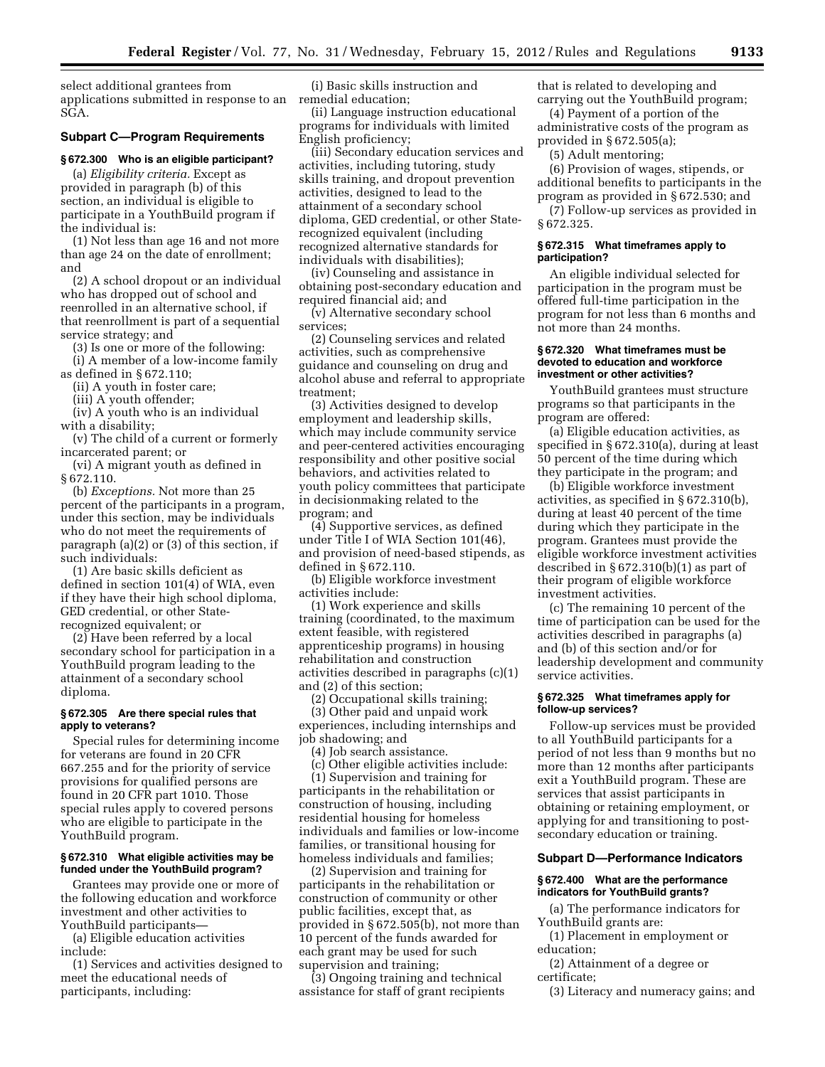select additional grantees from applications submitted in response to an SGA.

## Subpart C—Program Requirements

### § 672.300 Who is an eligible participant?

(a) *Eligibility criteria.* Except as provided in paragraph (b) of this section, an individual is eligible to participate in a YouthBuild program if the individual is:

(1) Not less than age 16 and not more than age 24 on the date of enrollment; and

(2) A school dropout or an individual who has dropped out of school and reenrolled in an alternative school, if that reenrollment is part of a sequential service strategy; and

(3) Is one or more of the following:

(i) A member of a low-income family as defined in § 672.110;

(ii) A youth in foster care;

(iii) A youth offender;

(iv) A youth who is an individual with a disability;

(v) The child of a current or formerly incarcerated parent; or

(vi) A migrant youth as defined in § 672.110.

(b) *Exceptions.* Not more than 25 percent of the participants in a program, under this section, may be individuals who do not meet the requirements of paragraph (a)(2) or (3) of this section, if such individuals:

(1) Are basic skills deficient as defined in section 101(4) of WIA, even if they have their high school diploma, GED credential, or other State-recognized equivalent; or

(2) Have been referred by a local secondary school for participation in a YouthBuild program leading to the attainment of a secondary school diploma.

### § 672.305 Are there special rules that apply to veterans?

Special rules for determining income for veterans are found in 20 CFR 667.255 and for the priority of service provisions for qualified persons are found in 20 CFR part 1010. Those special rules apply to covered persons who are eligible to participate in the YouthBuild program.

### § 672.310 What eligible activities may be funded under the YouthBuild program?

Grantees may provide one or more of the following education and workforce investment and other activities to YouthBuild participants—

(a) Eligible education activities include:

(1) Services and activities designed to meet the educational needs of participants, including:

(i) Basic skills instruction and remedial education;

(ii) Language instruction educational programs for individuals with limited English proficiency;

(iii) Secondary education services and activities, including tutoring, study skills training, and dropout prevention activities, designed to lead to the attainment of a secondary school diploma, GED credential, or other State-recognized equivalent (including recognized alternative standards for individuals with disabilities);

(iv) Counseling and assistance in obtaining post-secondary education and required financial aid; and

(v) Alternative secondary school services;

(2) Counseling services and related activities, such as comprehensive guidance and counseling on drug and alcohol abuse and referral to appropriate treatment;

(3) Activities designed to develop employment and leadership skills, which may include community service and peer-centered activities encouraging responsibility and other positive social behaviors, and activities related to youth policy committees that participate in decisionmaking related to the program; and

(4) Supportive services, as defined under Title I of WIA Section 101(46), and provision of need-based stipends, as defined in § 672.110.

(b) Eligible workforce investment activities include:

(1) Work experience and skills training (coordinated, to the maximum extent feasible, with registered apprenticeship programs) in housing rehabilitation and construction activities described in paragraphs (c)(1) and (2) of this section;

(2) Occupational skills training;

(3) Other paid and unpaid work experiences, including internships and job shadowing; and

(4) Job search assistance.

(c) Other eligible activities include:

(1) Supervision and training for participants in the rehabilitation or construction of housing, including residential housing for homeless individuals and families or low-income families, or transitional housing for homeless individuals and families;

(2) Supervision and training for participants in the rehabilitation or construction of community or other public facilities, except that, as provided in § 672.505(b), not more than 10 percent of the funds awarded for each grant may be used for such supervision and training;

(3) Ongoing training and technical assistance for staff of grant recipients that is related to developing and carrying out the YouthBuild program;

(4) Payment of a portion of the administrative costs of the program as provided in § 672.505(a);

(5) Adult mentoring;

(6) Provision of wages, stipends, or additional benefits to participants in the program as provided in § 672.530; and

(7) Follow-up services as provided in § 672.325.

### § 672.315 What timeframes apply to participation?

An eligible individual selected for participation in the program must be offered full-time participation in the program for not less than 6 months and not more than 24 months.

### § 672.320 What timeframes must be devoted to education and workforce investment or other activities?

YouthBuild grantees must structure programs so that participants in the program are offered:

(a) Eligible education activities, as specified in § 672.310(a), during at least 50 percent of the time during which they participate in the program; and

(b) Eligible workforce investment activities, as specified in § 672.310(b), during at least 40 percent of the time during which they participate in the program. Grantees must provide the eligible workforce investment activities described in § 672.310(b)(1) as part of their program of eligible workforce investment activities.

(c) The remaining 10 percent of the time of participation can be used for the activities described in paragraphs (a) and (b) of this section and/or for leadership development and community service activities.

### § 672.325 What timeframes apply for follow-up services?

Follow-up services must be provided to all YouthBuild participants for a period of not less than 9 months but no more than 12 months after participants exit a YouthBuild program. These are services that assist participants in obtaining or retaining employment, or applying for and transitioning to post-secondary education or training.

## Subpart D—Performance Indicators

### § 672.400 What are the performance indicators for YouthBuild grants?

(a) The performance indicators for YouthBuild grants are:

(1) Placement in employment or education;

(2) Attainment of a degree or certificate;

(3) Literacy and numeracy gains; and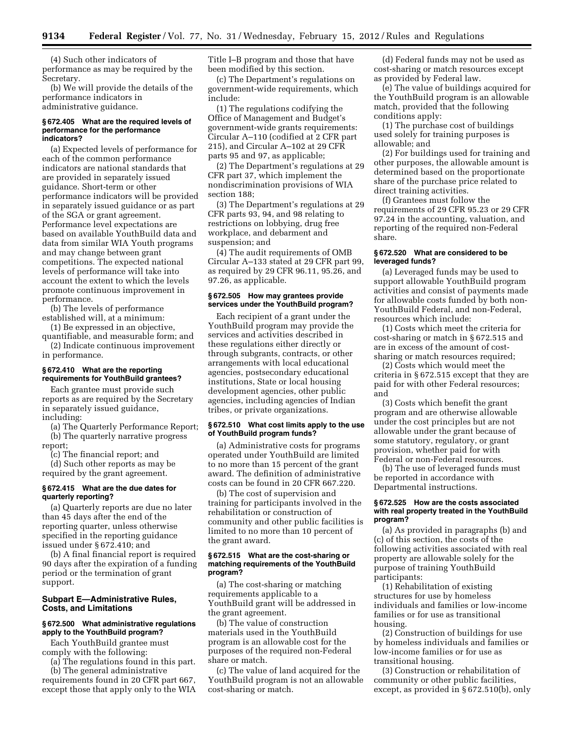(4) Such other indicators of performance as may be required by the Secretary.

(b) We will provide the details of the performance indicators in administrative guidance.

#### § 672.405 What are the required levels of performance for the performance indicators?

(a) Expected levels of performance for each of the common performance indicators are national standards that are provided in separately issued guidance. Short-term or other performance indicators will be provided in separately issued guidance or as part of the SGA or grant agreement. Performance level expectations are based on available YouthBuild data and data from similar WIA Youth programs and may change between grant competitions. The expected national levels of performance will take into account the extent to which the levels promote continuous improvement in performance.

(b) The levels of performance established will, at a minimum:

(1) Be expressed in an objective, quantifiable, and measurable form; and

(2) Indicate continuous improvement in performance.

#### § 672.410 What are the reporting requirements for YouthBuild grantees?

Each grantee must provide such reports as are required by the Secretary in separately issued guidance, including:

(a) The Quarterly Performance Report;

(b) The quarterly narrative progress report;

(c) The financial report; and

(d) Such other reports as may be required by the grant agreement.

#### § 672.415 What are the due dates for quarterly reporting?

(a) Quarterly reports are due no later than 45 days after the end of the reporting quarter, unless otherwise specified in the reporting guidance issued under § 672.410; and

(b) A final financial report is required 90 days after the expiration of a funding period or the termination of grant support.

### Subpart E—Administrative Rules, Costs, and Limitations

#### § 672.500 What administrative regulations apply to the YouthBuild program?

Each YouthBuild grantee must comply with the following:

(a) The regulations found in this part.

(b) The general administrative requirements found in 20 CFR part 667, except those that apply only to the WIA Title I–B program and those that have been modified by this section.

(c) The Department's regulations on government-wide requirements, which include:

(1) The regulations codifying the Office of Management and Budget's government-wide grants requirements: Circular A–110 (codified at 2 CFR part 215), and Circular A–102 at 29 CFR parts 95 and 97, as applicable;

(2) The Department's regulations at 29 CFR part 37, which implement the nondiscrimination provisions of WIA section 188;

(3) The Department's regulations at 29 CFR parts 93, 94, and 98 relating to restrictions on lobbying, drug free workplace, and debarment and suspension; and

(4) The audit requirements of OMB Circular A–133 stated at 29 CFR part 99, as required by 29 CFR 96.11, 95.26, and 97.26, as applicable.

#### § 672.505 How may grantees provide services under the YouthBuild program?

Each recipient of a grant under the YouthBuild program may provide the services and activities described in these regulations either directly or through subgrants, contracts, or other arrangements with local educational agencies, postsecondary educational institutions, State or local housing development agencies, other public agencies, including agencies of Indian tribes, or private organizations.

#### § 672.510 What cost limits apply to the use of YouthBuild program funds?

(a) Administrative costs for programs operated under YouthBuild are limited to no more than 15 percent of the grant award. The definition of administrative costs can be found in 20 CFR 667.220.

(b) The cost of supervision and training for participants involved in the rehabilitation or construction of community and other public facilities is limited to no more than 10 percent of the grant award.

#### § 672.515 What are the cost-sharing or matching requirements of the YouthBuild program?

(a) The cost-sharing or matching requirements applicable to a YouthBuild grant will be addressed in the grant agreement.

(b) The value of construction materials used in the YouthBuild program is an allowable cost for the purposes of the required non-Federal share or match.

(c) The value of land acquired for the YouthBuild program is not an allowable cost-sharing or match.

(d) Federal funds may not be used as cost-sharing or match resources except as provided by Federal law.

(e) The value of buildings acquired for the YouthBuild program is an allowable match, provided that the following conditions apply:

(1) The purchase cost of buildings used solely for training purposes is allowable; and

(2) For buildings used for training and other purposes, the allowable amount is determined based on the proportionate share of the purchase price related to direct training activities.

(f) Grantees must follow the requirements of 29 CFR 95.23 or 29 CFR 97.24 in the accounting, valuation, and reporting of the required non-Federal share.

#### § 672.520 What are considered to be leveraged funds?

(a) Leveraged funds may be used to support allowable YouthBuild program activities and consist of payments made for allowable costs funded by both non-YouthBuild Federal, and non-Federal, resources which include:

(1) Costs which meet the criteria for cost-sharing or match in § 672.515 and are in excess of the amount of cost-sharing or match resources required;

(2) Costs which would meet the criteria in § 672.515 except that they are paid for with other Federal resources; and

(3) Costs which benefit the grant program and are otherwise allowable under the cost principles but are not allowable under the grant because of some statutory, regulatory, or grant provision, whether paid for with Federal or non-Federal resources.

(b) The use of leveraged funds must be reported in accordance with Departmental instructions.

#### § 672.525 How are the costs associated with real property treated in the YouthBuild program?

(a) As provided in paragraphs (b) and (c) of this section, the costs of the following activities associated with real property are allowable solely for the purpose of training YouthBuild participants:

(1) Rehabilitation of existing structures for use by homeless individuals and families or low-income families or for use as transitional housing.

(2) Construction of buildings for use by homeless individuals and families or low-income families or for use as transitional housing.

(3) Construction or rehabilitation of community or other public facilities, except, as provided in § 672.510(b), only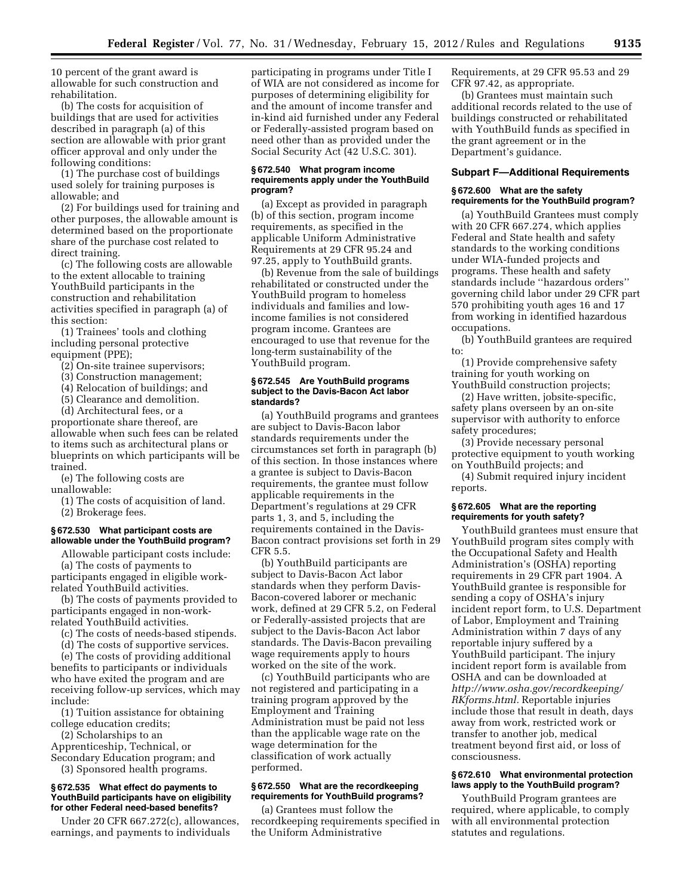10 percent of the grant award is allowable for such construction and rehabilitation.

(b) The costs for acquisition of buildings that are used for activities described in paragraph (a) of this section are allowable with prior grant officer approval and only under the following conditions:

(1) The purchase cost of buildings used solely for training purposes is allowable; and

(2) For buildings used for training and other purposes, the allowable amount is determined based on the proportionate share of the purchase cost related to direct training.

(c) The following costs are allowable to the extent allocable to training YouthBuild participants in the construction and rehabilitation activities specified in paragraph (a) of this section:

(1) Trainees' tools and clothing including personal protective equipment (PPE);

(2) On-site trainee supervisors;

(3) Construction management;

(4) Relocation of buildings; and

(5) Clearance and demolition.

(d) Architectural fees, or a proportionate share thereof, are allowable when such fees can be related to items such as architectural plans or blueprints on which participants will be trained.

(e) The following costs are unallowable:

(1) The costs of acquisition of land.

(2) Brokerage fees.

#### § 672.530 What participant costs are allowable under the YouthBuild program?

Allowable participant costs include:

(a) The costs of payments to participants engaged in eligible work-related YouthBuild activities.

(b) The costs of payments provided to participants engaged in non-work-related YouthBuild activities.

(c) The costs of needs-based stipends.

(d) The costs of supportive services.

(e) The costs of providing additional benefits to participants or individuals who have exited the program and are receiving follow-up services, which may include:

(1) Tuition assistance for obtaining college education credits;

(2) Scholarships to an Apprenticeship, Technical, or Secondary Education program; and

(3) Sponsored health programs.

#### § 672.535 What effect do payments to YouthBuild participants have on eligibility for other Federal need-based benefits?

Under 20 CFR 667.272(c), allowances, earnings, and payments to individuals participating in programs under Title I of WIA are not considered as income for purposes of determining eligibility for and the amount of income transfer and in-kind aid furnished under any Federal or Federally-assisted program based on need other than as provided under the Social Security Act (42 U.S.C. 301).

#### § 672.540 What program income requirements apply under the YouthBuild program?

(a) Except as provided in paragraph (b) of this section, program income requirements, as specified in the applicable Uniform Administrative Requirements at 29 CFR 95.24 and 97.25, apply to YouthBuild grants.

(b) Revenue from the sale of buildings rehabilitated or constructed under the YouthBuild program to homeless individuals and families and low-income families is not considered program income. Grantees are encouraged to use that revenue for the long-term sustainability of the YouthBuild program.

#### § 672.545 Are YouthBuild programs subject to the Davis-Bacon Act labor standards?

(a) YouthBuild programs and grantees are subject to Davis-Bacon labor standards requirements under the circumstances set forth in paragraph (b) of this section. In those instances where a grantee is subject to Davis-Bacon requirements, the grantee must follow applicable requirements in the Department's regulations at 29 CFR parts 1, 3, and 5, including the requirements contained in the Davis-Bacon contract provisions set forth in 29 CFR 5.5.

(b) YouthBuild participants are subject to Davis-Bacon Act labor standards when they perform Davis-Bacon-covered laborer or mechanic work, defined at 29 CFR 5.2, on Federal or Federally-assisted projects that are subject to the Davis-Bacon Act labor standards. The Davis-Bacon prevailing wage requirements apply to hours worked on the site of the work.

(c) YouthBuild participants who are not registered and participating in a training program approved by the Employment and Training Administration must be paid not less than the applicable wage rate on the wage determination for the classification of work actually performed.

#### § 672.550 What are the recordkeeping requirements for YouthBuild programs?

(a) Grantees must follow the recordkeeping requirements specified in the Uniform Administrative Requirements, at 29 CFR 95.53 and 29 CFR 97.42, as appropriate.

(b) Grantees must maintain such additional records related to the use of buildings constructed or rehabilitated with YouthBuild funds as specified in the grant agreement or in the Department's guidance.

### Subpart F—Additional Requirements

#### § 672.600 What are the safety requirements for the YouthBuild program?

(a) YouthBuild Grantees must comply with 20 CFR 667.274, which applies Federal and State health and safety standards to the working conditions under WIA-funded projects and programs. These health and safety standards include "hazardous orders" governing child labor under 29 CFR part 570 prohibiting youth ages 16 and 17 from working in identified hazardous occupations.

(b) YouthBuild grantees are required to:

(1) Provide comprehensive safety training for youth working on YouthBuild construction projects;

(2) Have written, jobsite-specific, safety plans overseen by an on-site supervisor with authority to enforce safety procedures;

(3) Provide necessary personal protective equipment to youth working on YouthBuild projects; and

(4) Submit required injury incident reports.

#### § 672.605 What are the reporting requirements for youth safety?

YouthBuild grantees must ensure that YouthBuild program sites comply with the Occupational Safety and Health Administration's (OSHA) reporting requirements in 29 CFR part 1904. A YouthBuild grantee is responsible for sending a copy of OSHA's injury incident report form, to U.S. Department of Labor, Employment and Training Administration within 7 days of any reportable injury suffered by a YouthBuild participant. The injury incident report form is available from OSHA and can be downloaded at *http://www.osha.gov/recordkeeping/RKforms.html.* Reportable injuries include those that result in death, days away from work, restricted work or transfer to another job, medical treatment beyond first aid, or loss of consciousness.

#### § 672.610 What environmental protection laws apply to the YouthBuild program?

YouthBuild Program grantees are required, where applicable, to comply with all environmental protection statutes and regulations.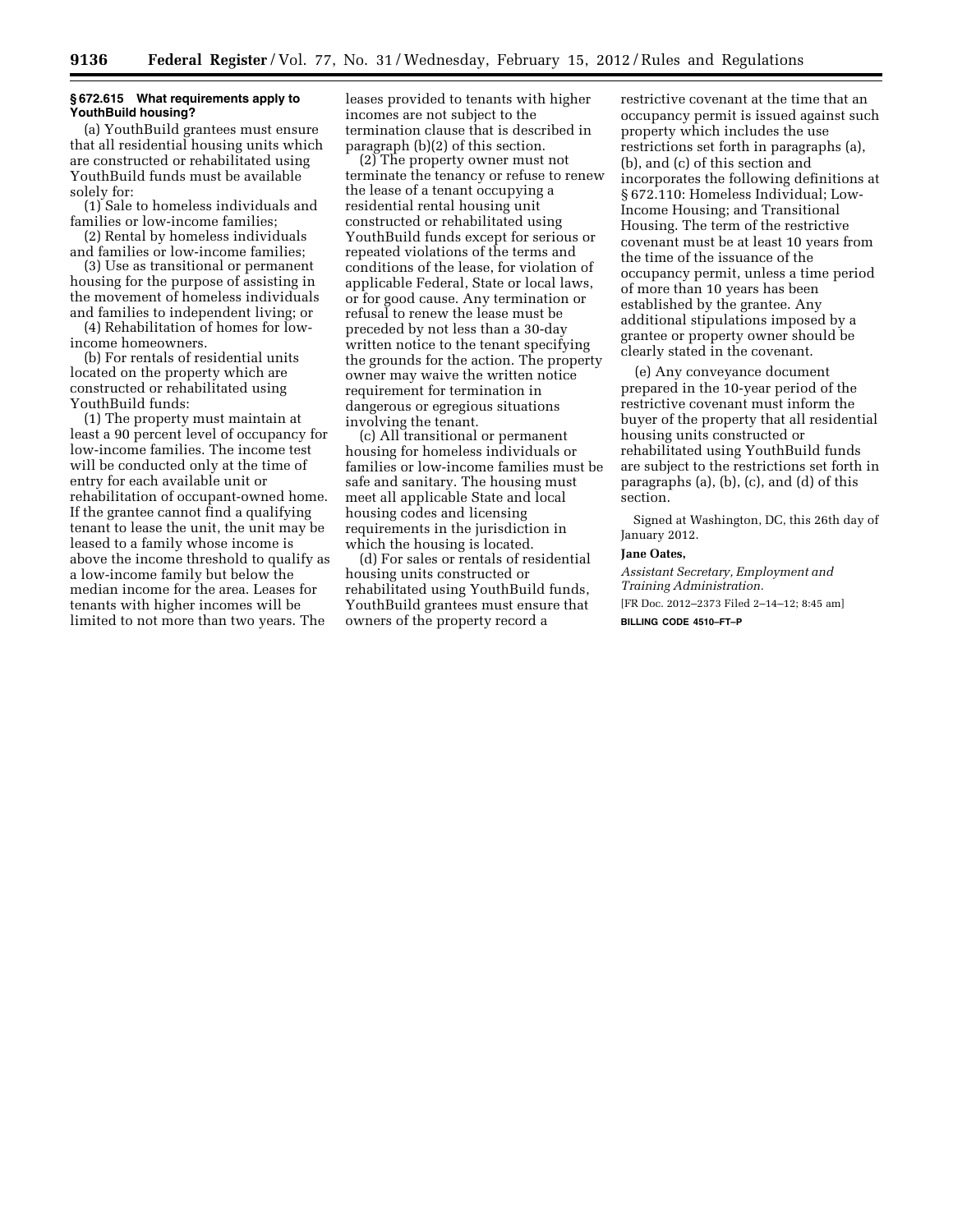**§ 672.615 What requirements apply to YouthBuild housing?**

(a) YouthBuild grantees must ensure that all residential housing units which are constructed or rehabilitated using YouthBuild funds must be available solely for:

(1) Sale to homeless individuals and families or low-income families;

(2) Rental by homeless individuals and families or low-income families;

(3) Use as transitional or permanent housing for the purpose of assisting in the movement of homeless individuals and families to independent living; or

(4) Rehabilitation of homes for low-income homeowners.

(b) For rentals of residential units located on the property which are constructed or rehabilitated using YouthBuild funds:

(1) The property must maintain at least a 90 percent level of occupancy for low-income families. The income test will be conducted only at the time of entry for each available unit or rehabilitation of occupant-owned home. If the grantee cannot find a qualifying tenant to lease the unit, the unit may be leased to a family whose income is above the income threshold to qualify as a low-income family but below the median income for the area. Leases for tenants with higher incomes will be limited to not more than two years. The leases provided to tenants with higher incomes are not subject to the termination clause that is described in paragraph (b)(2) of this section.

(2) The property owner must not terminate the tenancy or refuse to renew the lease of a tenant occupying a residential rental housing unit constructed or rehabilitated using YouthBuild funds except for serious or repeated violations of the terms and conditions of the lease, for violation of applicable Federal, State or local laws, or for good cause. Any termination or refusal to renew the lease must be preceded by not less than a 30-day written notice to the tenant specifying the grounds for the action. The property owner may waive the written notice requirement for termination in dangerous or egregious situations involving the tenant.

(c) All transitional or permanent housing for homeless individuals or families or low-income families must be safe and sanitary. The housing must meet all applicable State and local housing codes and licensing requirements in the jurisdiction in which the housing is located.

(d) For sales or rentals of residential housing units constructed or rehabilitated using YouthBuild funds, YouthBuild grantees must ensure that owners of the property record a restrictive covenant at the time that an occupancy permit is issued against such property which includes the use restrictions set forth in paragraphs (a), (b), and (c) of this section and incorporates the following definitions at § 672.110: Homeless Individual; Low-Income Housing; and Transitional Housing. The term of the restrictive covenant must be at least 10 years from the time of the issuance of the occupancy permit, unless a time period of more than 10 years has been established by the grantee. Any additional stipulations imposed by a grantee or property owner should be clearly stated in the covenant.

(e) Any conveyance document prepared in the 10-year period of the restrictive covenant must inform the buyer of the property that all residential housing units constructed or rehabilitated using YouthBuild funds are subject to the restrictions set forth in paragraphs (a), (b), (c), and (d) of this section.

Signed at Washington, DC, this 26th day of January 2012.

**Jane Oates,**

*Assistant Secretary, Employment and Training Administration.*

[FR Doc. 2012–2373 Filed 2–14–12; 8:45 am]

**BILLING CODE 4510–FT–P**